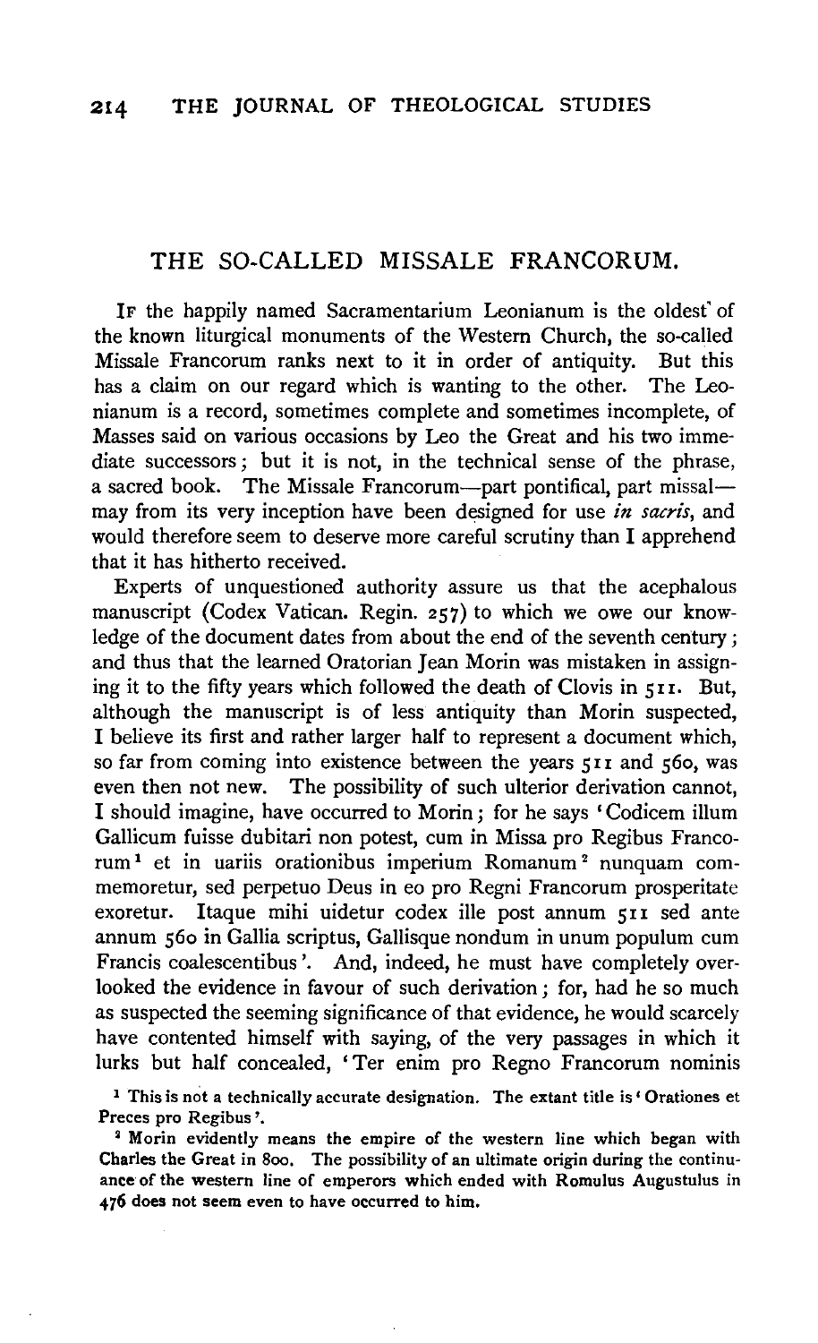## THE SO-CALLED MISSALE FRANCORUM.

If the happily named Sacramentarium Leonianum is the oldest of the known liturgical monuments of the Western Church, the so-called Missale Francorum ranks next to it in order of antiquity. But this has a claim on our regard which is wanting to the other. The Leonianum is a record, sometimes complete and sometimes incomplete, of Masses said on various occasions by Leo the Great and his two immediate successors; but it is not, in the technical sense of the phrase, a sacred book. The Missale Francorum—part pontifical, part missal—may from its very inception have been designed for use *in sacris*, and would therefore seem to deserve more careful scrutiny than I apprehend that it has hitherto received.

Experts of unquestioned authority assure us that the acephalous manuscript (Codex Vatican. Regin. 257) to which we owe our knowledge of the document dates from about the end of the seventh century; and thus that the learned Oratorian Jean Morin was mistaken in assigning it to the fifty years which followed the death of Clovis in 511. But, although the manuscript is of less antiquity than Morin suspected, I believe its first and rather larger half to represent a document which, so far from coming into existence between the years 511 and 560, was even then not new. The possibility of such ulterior derivation cannot, I should imagine, have occurred to Morin; for he says 'Codicem illum Gallicum fuisse dubitari non potest, cum in Missa pro Regibus Francorum[1] et in uariis orationibus imperium Romanum[2] nunquam commemoretur, sed perpetuo Deus in eo pro Regni Francorum prosperitate exoretur. Itaque mihi uidetur codex ille post annum 511 sed ante annum 560 in Gallia scriptus, Gallisque nondum in unum populum cum Francis coalescentibus'. And, indeed, he must have completely overlooked the evidence in favour of such derivation; for, had he so much as suspected the seeming significance of that evidence, he would scarcely have contented himself with saying, of the very passages in which it lurks but half concealed, 'Ter enim pro Regno Francorum nominis

[1] This is not a technically accurate designation. The extant title is 'Orationes et Preces pro Regibus'.

[2] Morin evidently means the empire of the western line which began with Charles the Great in 800. The possibility of an ultimate origin during the continuance of the western line of emperors which ended with Romulus Augustulus in 476 does not seem even to have occurred to him.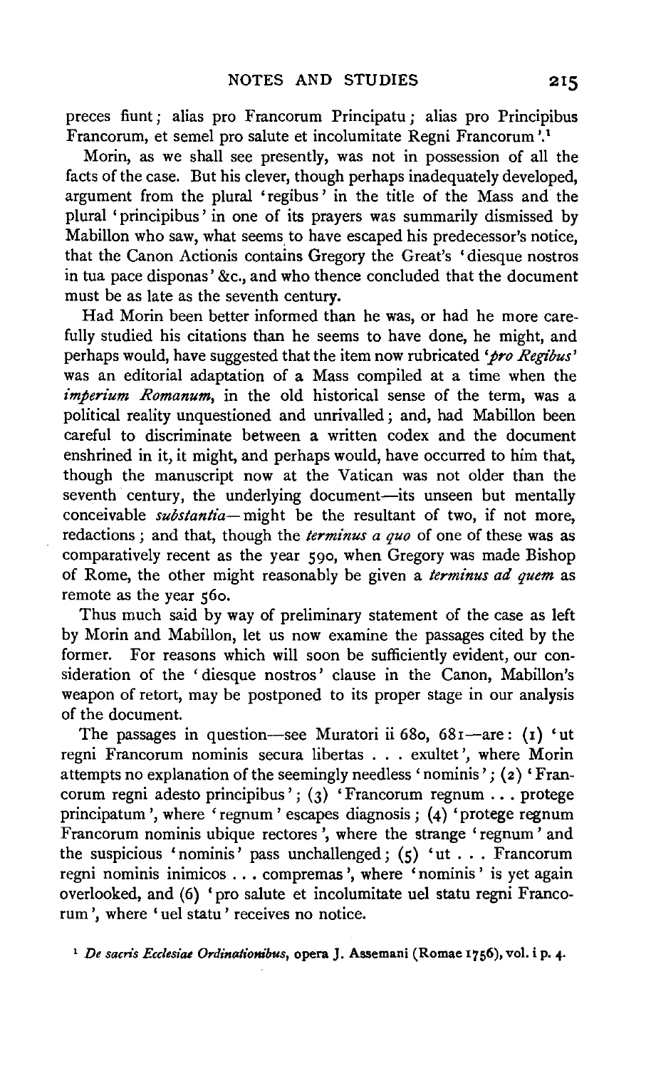preces fiunt; alias pro Francorum Principatu; alias pro Principibus Francorum, et semel pro salute et incolumitate Regni Francorum'.[1]

Morin, as we shall see presently, was not in possession of all the facts of the case. But his clever, though perhaps inadequately developed, argument from the plural 'regibus' in the title of the Mass and the plural 'principibus' in one of its prayers was summarily dismissed by Mabillon who saw, what seems to have escaped his predecessor's notice, that the Canon Actionis contains Gregory the Great's 'diesque nostros in tua pace disponas' &c., and who thence concluded that the document must be as late as the seventh century.

Had Morin been better informed than he was, or had he more carefully studied his citations than he seems to have done, he might, and perhaps would, have suggested that the item now rubricated *'pro Regibus'* was an editorial adaptation of a Mass compiled at a time when the *imperium Romanum*, in the old historical sense of the term, was a political reality unquestioned and unrivalled; and, had Mabillon been careful to discriminate between a written codex and the document enshrined in it, it might, and perhaps would, have occurred to him that, though the manuscript now at the Vatican was not older than the seventh century, the underlying document—its unseen but mentally conceivable *substantia*—might be the resultant of two, if not more, redactions; and that, though the *terminus a quo* of one of these was as comparatively recent as the year 590, when Gregory was made Bishop of Rome, the other might reasonably be given a *terminus ad quem* as remote as the year 560.

Thus much said by way of preliminary statement of the case as left by Morin and Mabillon, let us now examine the passages cited by the former. For reasons which will soon be sufficiently evident, our consideration of the 'diesque nostros' clause in the Canon, Mabillon's weapon of retort, may be postponed to its proper stage in our analysis of the document.

The passages in question—see Muratori ii 680, 681—are: (1) 'ut regni Francorum nominis secura libertas . . . exultet', where Morin attempts no explanation of the seemingly needless 'nominis'; (2) 'Francorum regni adesto principibus'; (3) 'Francorum regnum . . . protege principatum', where 'regnum' escapes diagnosis; (4) 'protege regnum Francorum nominis ubique rectores', where the strange 'regnum' and the suspicious 'nominis' pass unchallenged; (5) 'ut . . . Francorum regni nominis inimicos . . . compremas', where 'nominis' is yet again overlooked, and (6) 'pro salute et incolumitate uel statu regni Francorum', where 'uel statu' receives no notice.

[1] *De sacris Ecclesiae Ordinationibus*, opera J. Assemani (Romae 1756), vol. i p. 4.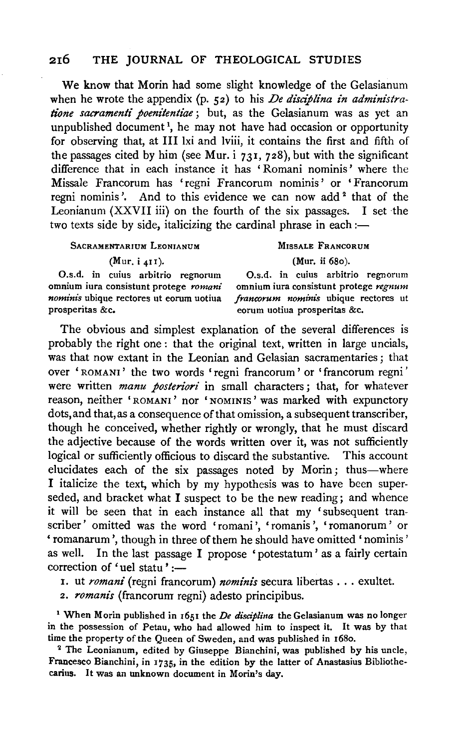We know that Morin had some slight knowledge of the Gelasianum when he wrote the appendix (p. 52) to his *De disciplina in administratione sacramenti poenitentiae*; but, as the Gelasianum was as yet an unpublished document[1], he may not have had occasion or opportunity for observing that, at III lxi and lviii, it contains the first and fifth of the passages cited by him (see Mur. i 731, 728), but with the significant difference that in each instance it has 'Romani nominis' where the Missale Francorum has 'regni Francorum nominis' or 'Francorum regni nominis'. And to this evidence we can now add[2] that of the Leonianum (XXVII iii) on the fourth of the six passages. I set the two texts side by side, italicizing the cardinal phrase in each:—

| SACRAMENTARIUM LEONIANUM | MISSALE FRANCORUM |
|---|---|
| (Mur. i 411). | (Mur. ii 680). |
| O.s.d. in cuius arbitrio regnorum omnium iura consistunt protege *romani nominis* ubique rectores ut eorum uotiua prosperitas &c. | O.s.d. in cuius arbitrio regnorum omnium iura consistunt protege *regnum francorum nominis* ubique rectores ut eorum uotiua prosperitas &c. |

The obvious and simplest explanation of the several differences is probably the right one: that the original text, written in large uncials, was that now extant in the Leonian and Gelasian sacramentaries; that over 'ROMANI' the two words 'regni francorum' or 'francorum regni' were written *manu posteriori* in small characters; that, for whatever reason, neither 'ROMANI' nor 'NOMINIS' was marked with expunctory dots, and that, as a consequence of that omission, a subsequent transcriber, though he conceived, whether rightly or wrongly, that he must discard the adjective because of the words written over it, was not sufficiently logical or sufficiently officious to discard the substantive. This account elucidates each of the six passages noted by Morin; thus—where I italicize the text, which by my hypothesis was to have been superseded, and bracket what I suspect to be the new reading; and whence it will be seen that in each instance all that my 'subsequent transcriber' omitted was the word 'romani', 'romanis', 'romanorum' or 'romanarum', though in three of them he should have omitted 'nominis' as well. In the last passage I propose 'potestatum' as a fairly certain correction of 'uel statu':—

1. ut *romani* (regni francorum) *nominis* secura libertas . . . exultet.
2. *romanis* (francorum regni) adesto principibus.

[1] When Morin published in 1651 the *De disciplina* the Gelasianum was no longer in the possession of Petau, who had allowed him to inspect it. It was by that time the property of the Queen of Sweden, and was published in 1680.

[2] The Leonianum, edited by Giuseppe Bianchini, was published by his uncle, Francesco Bianchini, in 1735, in the edition by the latter of Anastasius Bibliothecarius. It was an unknown document in Morin's day.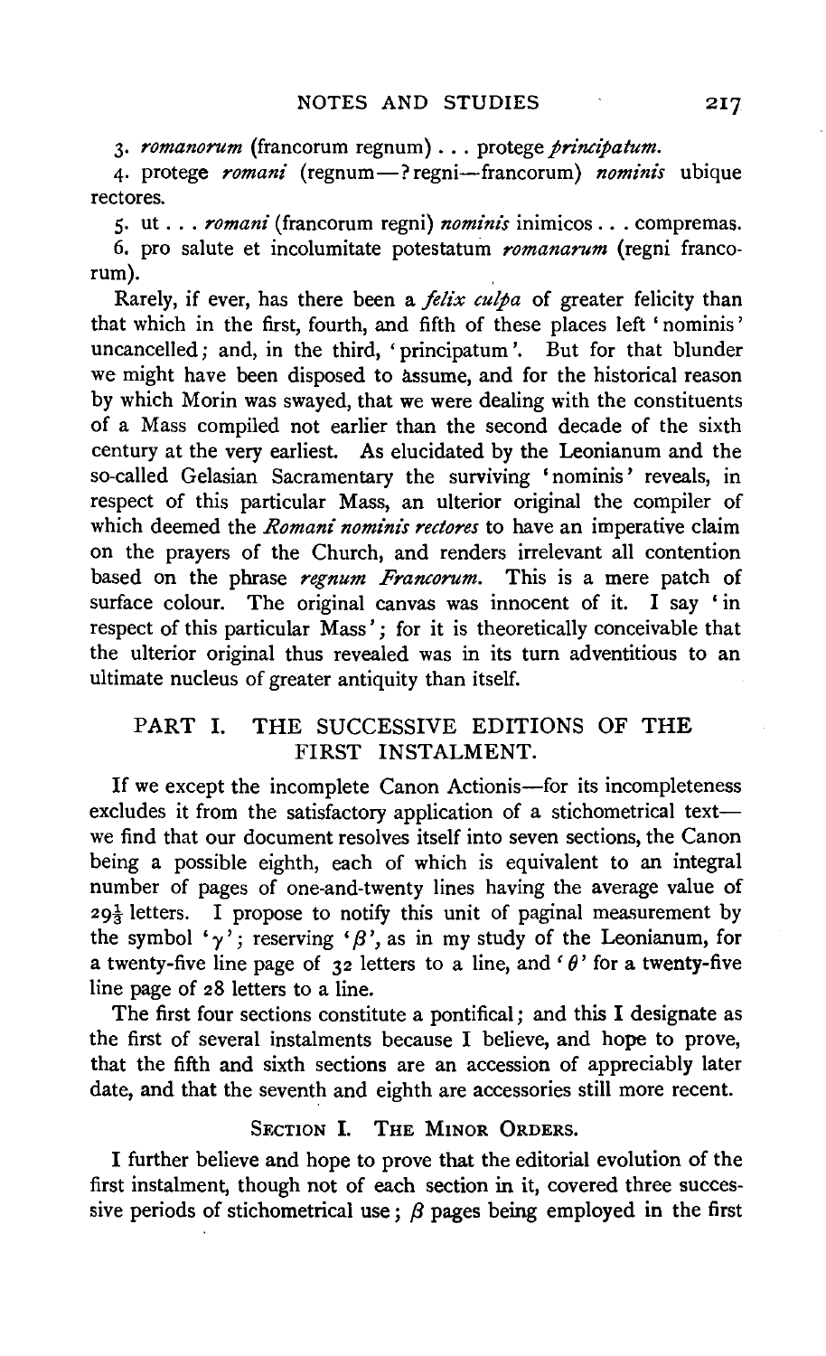3. *romanorum* (francorum regnum) . . . protege *principatum*.

4. protege *romani* (regnum—? regni—francorum) *nominis* ubique rectores.

5. ut . . . *romani* (francorum regni) *nominis* inimicos . . . compremas.

6. pro salute et incolumitate potestatum *romanarum* (regni francorum).

Rarely, if ever, has there been a *felix culpa* of greater felicity than that which in the first, fourth, and fifth of these places left 'nominis' uncancelled; and, in the third, 'principatum'. But for that blunder we might have been disposed to assume, and for the historical reason by which Morin was swayed, that we were dealing with the constituents of a Mass compiled not earlier than the second decade of the sixth century at the very earliest. As elucidated by the Leonianum and the so-called Gelasian Sacramentary the surviving 'nominis' reveals, in respect of this particular Mass, an ulterior original the compiler of which deemed the *Romani nominis rectores* to have an imperative claim on the prayers of the Church, and renders irrelevant all contention based on the phrase *regnum Francorum*. This is a mere patch of surface colour. The original canvas was innocent of it. I say 'in respect of this particular Mass'; for it is theoretically conceivable that the ulterior original thus revealed was in its turn adventitious to an ultimate nucleus of greater antiquity than itself.

## PART I. THE SUCCESSIVE EDITIONS OF THE FIRST INSTALMENT.

If we except the incomplete Canon Actionis—for its incompleteness excludes it from the satisfactory application of a stichometrical text—we find that our document resolves itself into seven sections, the Canon being a possible eighth, each of which is equivalent to an integral number of pages of one-and-twenty lines having the average value of $29\frac{1}{3}$ letters. I propose to notify this unit of paginal measurement by the symbol '$\gamma$'; reserving '$\beta$', as in my study of the Leonianum, for a twenty-five line page of 32 letters to a line, and '$\theta$' for a twenty-five line page of 28 letters to a line.

The first four sections constitute a pontifical; and this I designate as the first of several instalments because I believe, and hope to prove, that the fifth and sixth sections are an accession of appreciably later date, and that the seventh and eighth are accessories still more recent.

### SECTION I. THE MINOR ORDERS.

I further believe and hope to prove that the editorial evolution of the first instalment, though not of each section in it, covered three successive periods of stichometrical use; $\beta$ pages being employed in the first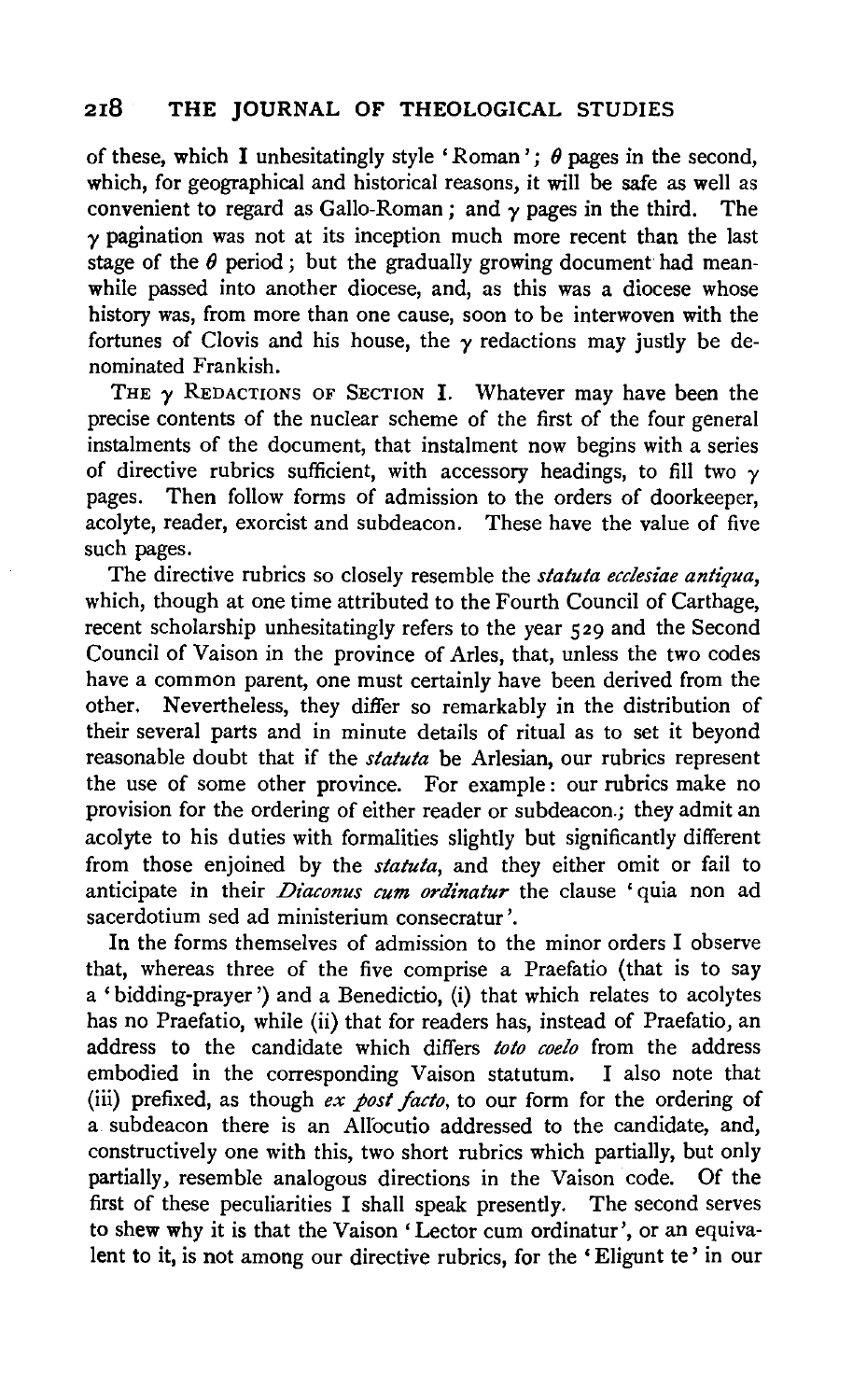of these, which I unhesitatingly style 'Roman'; $\theta$ pages in the second, which, for geographical and historical reasons, it will be safe as well as convenient to regard as Gallo-Roman; and $\gamma$ pages in the third. The $\gamma$ pagination was not at its inception much more recent than the last stage of the $\theta$ period; but the gradually growing document had meanwhile passed into another diocese, and, as this was a diocese whose history was, from more than one cause, soon to be interwoven with the fortunes of Clovis and his house, the $\gamma$ redactions may justly be denominated Frankish.

THE $\gamma$ REDACTIONS OF SECTION I. Whatever may have been the precise contents of the nuclear scheme of the first of the four general instalments of the document, that instalment now begins with a series of directive rubrics sufficient, with accessory headings, to fill two $\gamma$ pages. Then follow forms of admission to the orders of doorkeeper, acolyte, reader, exorcist and subdeacon. These have the value of five such pages.

The directive rubrics so closely resemble the *statuta ecclesiae antiqua*, which, though at one time attributed to the Fourth Council of Carthage, recent scholarship unhesitatingly refers to the year 529 and the Second Council of Vaison in the province of Arles, that, unless the two codes have a common parent, one must certainly have been derived from the other. Nevertheless, they differ so remarkably in the distribution of their several parts and in minute details of ritual as to set it beyond reasonable doubt that if the *statuta* be Arlesian, our rubrics represent the use of some other province. For example: our rubrics make no provision for the ordering of either reader or subdeacon; they admit an acolyte to his duties with formalities slightly but significantly different from those enjoined by the *statuta*, and they either omit or fail to anticipate in their *Diaconus cum ordinatur* the clause 'quia non ad sacerdotium sed ad ministerium consecratur'.

In the forms themselves of admission to the minor orders I observe that, whereas three of the five comprise a Praefatio (that is to say a 'bidding-prayer') and a Benedictio, (i) that which relates to acolytes has no Praefatio, while (ii) that for readers has, instead of Praefatio, an address to the candidate which differs *toto coelo* from the address embodied in the corresponding Vaison statutum. I also note that (iii) prefixed, as though *ex post facto*, to our form for the ordering of a subdeacon there is an Allocutio addressed to the candidate, and, constructively one with this, two short rubrics which partially, but only partially, resemble analogous directions in the Vaison code. Of the first of these peculiarities I shall speak presently. The second serves to shew why it is that the Vaison 'Lector cum ordinatur', or an equivalent to it, is not among our directive rubrics, for the 'Eligunt te' in our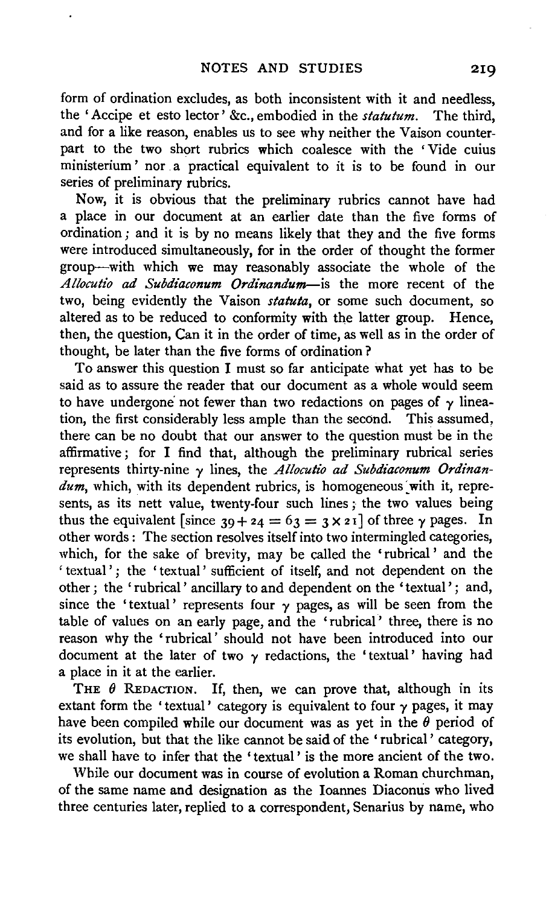form of ordination excludes, as both inconsistent with it and needless, the 'Accipe et esto lector' &c., embodied in the *statutum*. The third, and for a like reason, enables us to see why neither the Vaison counterpart to the two short rubrics which coalesce with the 'Vide cuius ministerium' nor a practical equivalent to it is to be found in our series of preliminary rubrics.

Now, it is obvious that the preliminary rubrics cannot have had a place in our document at an earlier date than the five forms of ordination; and it is by no means likely that they and the five forms were introduced simultaneously, for in the order of thought the former group—with which we may reasonably associate the whole of the *Allocutio ad Subdiaconum Ordinandum*—is the more recent of the two, being evidently the Vaison *statuta*, or some such document, so altered as to be reduced to conformity with the latter group. Hence, then, the question, Can it in the order of time, as well as in the order of thought, be later than the five forms of ordination?

To answer this question I must so far anticipate what yet has to be said as to assure the reader that our document as a whole would seem to have undergone not fewer than two redactions on pages of $\gamma$ lineation, the first considerably less ample than the second. This assumed, there can be no doubt that our answer to the question must be in the affirmative; for I find that, although the preliminary rubrical series represents thirty-nine $\gamma$ lines, the *Allocutio ad Subdiaconum Ordinandum*, which, with its dependent rubrics, is homogeneous with it, represents, as its nett value, twenty-four such lines; the two values being thus the equivalent [since $39 + 24 = 63 = 3 \times 21$] of three $\gamma$ pages. In other words: The section resolves itself into two intermingled categories, which, for the sake of brevity, may be called the 'rubrical' and the 'textual'; the 'textual' sufficient of itself, and not dependent on the other; the 'rubrical' ancillary to and dependent on the 'textual'; and, since the 'textual' represents four $\gamma$ pages, as will be seen from the table of values on an early page, and the 'rubrical' three, there is no reason why the 'rubrical' should not have been introduced into our document at the later of two $\gamma$ redactions, the 'textual' having had a place in it at the earlier.

THE $\theta$ REDACTION. If, then, we can prove that, although in its extant form the 'textual' category is equivalent to four $\gamma$ pages, it may have been compiled while our document was as yet in the $\theta$ period of its evolution, but that the like cannot be said of the 'rubrical' category, we shall have to infer that the 'textual' is the more ancient of the two.

While our document was in course of evolution a Roman churchman, of the same name and designation as the Ioannes Diaconus who lived three centuries later, replied to a correspondent, Senarius by name, who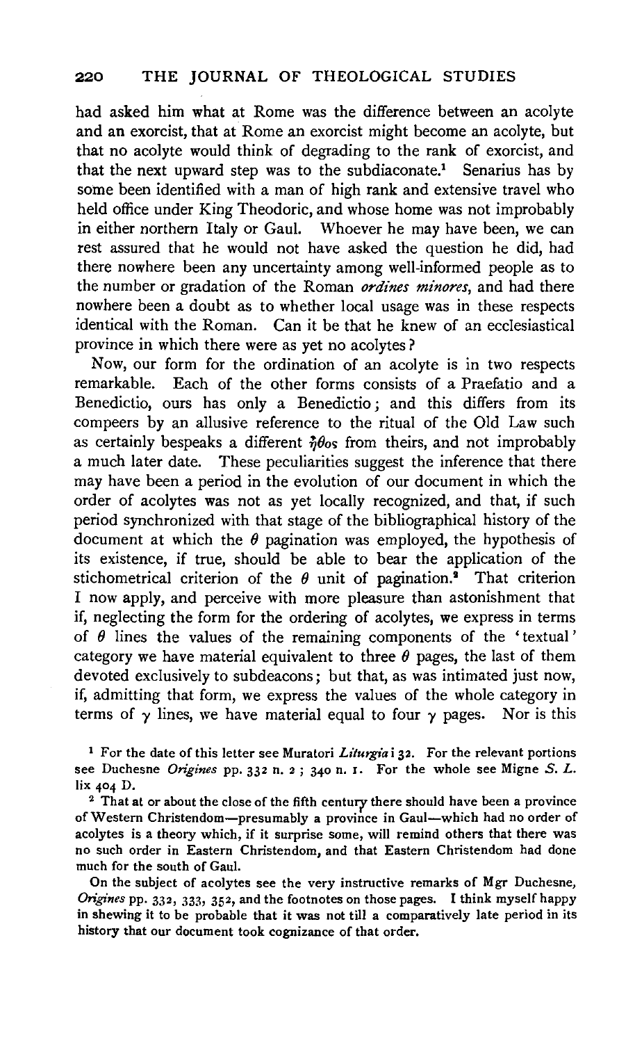had asked him what at Rome was the difference between an acolyte and an exorcist, that at Rome an exorcist might become an acolyte, but that no acolyte would think of degrading to the rank of exorcist, and that the next upward step was to the subdiaconate.[1] Senarius has by some been identified with a man of high rank and extensive travel who held office under King Theodoric, and whose home was not improbably in either northern Italy or Gaul. Whoever he may have been, we can rest assured that he would not have asked the question he did, had there nowhere been any uncertainty among well-informed people as to the number or gradation of the Roman *ordines minores*, and had there nowhere been a doubt as to whether local usage was in these respects identical with the Roman. Can it be that he knew of an ecclesiastical province in which there were as yet no acolytes?

Now, our form for the ordination of an acolyte is in two respects remarkable. Each of the other forms consists of a Praefatio and a Benedictio, ours has only a Benedictio; and this differs from its compeers by an allusive reference to the ritual of the Old Law such as certainly bespeaks a different ἦθος from theirs, and not improbably a much later date. These peculiarities suggest the inference that there may have been a period in the evolution of our document in which the order of acolytes was not as yet locally recognized, and that, if such period synchronized with that stage of the bibliographical history of the document at which the $\theta$ pagination was employed, the hypothesis of its existence, if true, should be able to bear the application of the stichometrical criterion of the $\theta$ unit of pagination.[2] That criterion I now apply, and perceive with more pleasure than astonishment that if, neglecting the form for the ordering of acolytes, we express in terms of $\theta$ lines the values of the remaining components of the 'textual' category we have material equivalent to three $\theta$ pages, the last of them devoted exclusively to subdeacons; but that, as was intimated just now, if, admitting that form, we express the values of the whole category in terms of $\gamma$ lines, we have material equal to four $\gamma$ pages. Nor is this

[1] For the date of this letter see Muratori *Liturgia* i 32. For the relevant portions see Duchesne *Origines* pp. 332 n. 2; 340 n. 1. For the whole see Migne *S. L.* lix 404 D.

[2] That at or about the close of the fifth century there should have been a province of Western Christendom—presumably a province in Gaul—which had no order of acolytes is a theory which, if it surprise some, will remind others that there was no such order in Eastern Christendom, and that Eastern Christendom had done much for the south of Gaul.

On the subject of acolytes see the very instructive remarks of Mgr Duchesne, *Origines* pp. 332, 333, 352, and the footnotes on those pages. I think myself happy in shewing it to be probable that it was not till a comparatively late period in its history that our document took cognizance of that order.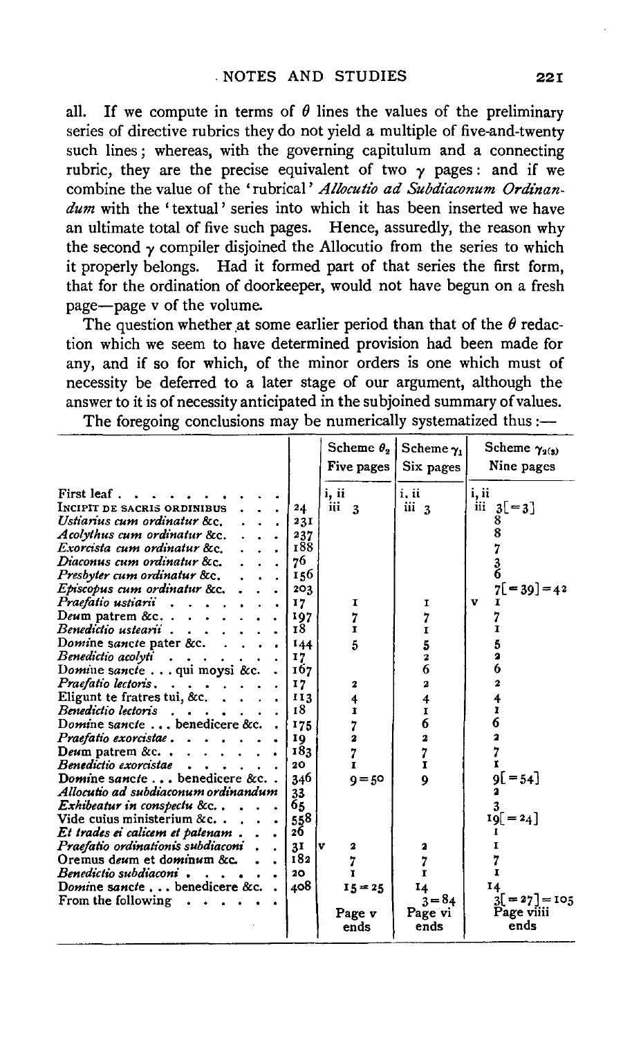all. If we compute in terms of $\theta$ lines the values of the preliminary series of directive rubrics they do not yield a multiple of five-and-twenty such lines; whereas, with the governing capitulum and a connecting rubric, they are the precise equivalent of two $\gamma$ pages: and if we combine the value of the 'rubrical' *Allocutio ad Subdiaconum Ordinandum* with the 'textual' series into which it has been inserted we have an ultimate total of five such pages. Hence, assuredly, the reason why the second $\gamma$ compiler disjoined the Allocutio from the series to which it properly belongs. Had it formed part of that series the first form, that for the ordination of doorkeeper, would not have begun on a fresh page—page v of the volume.

The question whether at some earlier period than that of the $\theta$ redaction which we seem to have determined provision had been made for any, and if so for which, of the minor orders is one which must of necessity be deferred to a later stage of our argument, although the answer to it is of necessity anticipated in the subjoined summary of values.

The foregoing conclusions may be numerically systematized thus:—

| | | Scheme $\theta_2$ Five pages | Scheme $\gamma_1$ Six pages | Scheme $\gamma_{2(3)}$ Nine pages |
|---|---|---|---|---|
| First leaf | | i, ii | i, ii | i, ii |
| INCIPIT DE SACRIS ORDINIBUS | 24 | iii 3 | iii 3 | iii 3[=3] |
| *Ustiarius cum ordinatur* &c. | 231 | | | 8 |
| *Acolythus cum ordinatur* &c. | 237 | | | 8 |
| *Exorcista cum ordinatur* &c. | 188 | | | 7 |
| *Diaconus cum ordinatur* &c. | 76 | | | 3 |
| *Presbyter cum ordinatur* &c. | 156 | | | 6 |
| *Episcopus cum ordinatur* &c. | 203 | | | 7[=39]=42 |
| *Praefatio ustiarii* | 17 | 1 | 1 | v 1 |
| Deum patrem &c. | 197 | 7 | 7 | 7 |
| *Benedictio ustearii* | 18 | 1 | 1 | 1 |
| Domine sancte pater &c. | 144 | 5 | 5 | 5 |
| *Benedictio acolyti* | 17 | | 2 | 2 |
| Domine sancte ... qui moysi &c. | 167 | | 6 | 6 |
| *Praefatio lectoris* | 17 | 2 | 2 | 2 |
| Eligunt te fratres tui, &c. | 113 | 4 | 4 | 4 |
| *Benedictio lectoris* | 18 | 1 | 1 | 1 |
| Domine sancte ... benedicere &c. | 175 | 7 | 6 | 6 |
| *Praefatio exorcistae* | 19 | 2 | 2 | 2 |
| Deum patrem &c. | 183 | 7 | 7 | 7 |
| *Benedictio exorcistae* | 20 | 1 | 1 | 1 |
| Domine sancte ... benedicere &c. | 346 | 9=50 | 9 | 9[=54] |
| *Allocutio ad subdiaconum ordinandum* | 33 | | | 2 |
| *Exhibeatur in conspectu* &c. | 65 | | | 3 |
| Vide cuius ministerium &c. | 558 | | | 19[=24] |
| *Et trades ei calicem et patenam* | 26 | | | 1 |
| *Praefatio ordinationis subdiaconi* | 31 | v 2 | 2 | 1 |
| Oremus deum et dominum &c. | 182 | 7 | 7 | 7 |
| *Benedictio subdiaconi* | 20 | 1 | 1 | 1 |
| Domine sancte ... benedicere &c. | 408 | 15=25 | 14 | 14 |
| From the following | | | 3=84 | 3[=27]=105 |
| | | Page v ends | Page vi ends | Page viiii ends |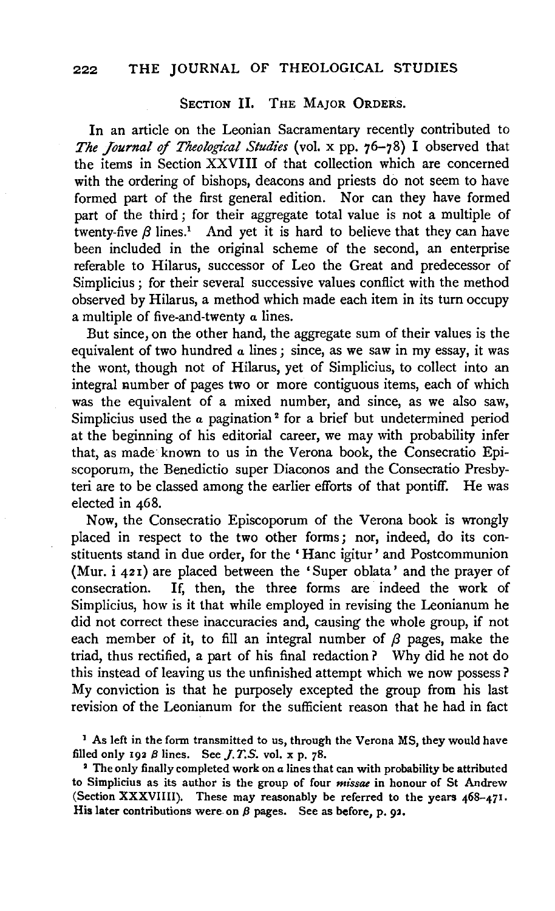## SECTION II. THE MAJOR ORDERS.

In an article on the Leonian Sacramentary recently contributed to *The Journal of Theological Studies* (vol. x pp. 76–78) I observed that the items in Section XXVIII of that collection which are concerned with the ordering of bishops, deacons and priests do not seem to have formed part of the first general edition. Nor can they have formed part of the third; for their aggregate total value is not a multiple of twenty-five $\beta$ lines.[1] And yet it is hard to believe that they can have been included in the original scheme of the second, an enterprise referable to Hilarus, successor of Leo the Great and predecessor of Simplicius; for their several successive values conflict with the method observed by Hilarus, a method which made each item in its turn occupy a multiple of five-and-twenty $\alpha$ lines.

But since, on the other hand, the aggregate sum of their values is the equivalent of two hundred $\alpha$ lines; since, as we saw in my essay, it was the wont, though not of Hilarus, yet of Simplicius, to collect into an integral number of pages two or more contiguous items, each of which was the equivalent of a mixed number, and since, as we also saw, Simplicius used the $\alpha$ pagination[2] for a brief but undetermined period at the beginning of his editorial career, we may with probability infer that, as made known to us in the Verona book, the Consecratio Episcoporum, the Benedictio super Diaconos and the Consecratio Presbyteri are to be classed among the earlier efforts of that pontiff. He was elected in 468.

Now, the Consecratio Episcoporum of the Verona book is wrongly placed in respect to the two other forms; nor, indeed, do its constituents stand in due order, for the 'Hanc igitur' and Postcommunion (Mur. i 421) are placed between the 'Super oblata' and the prayer of consecration. If, then, the three forms are indeed the work of Simplicius, how is it that while employed in revising the Leonianum he did not correct these inaccuracies and, causing the whole group, if not each member of it, to fill an integral number of $\beta$ pages, make the triad, thus rectified, a part of his final redaction? Why did he not do this instead of leaving us the unfinished attempt which we now possess? My conviction is that he purposely excepted the group from his last revision of the Leonianum for the sufficient reason that he had in fact

[1] As left in the form transmitted to us, through the Verona MS, they would have filled only 192 $\beta$ lines. See *J.T.S.* vol. x p. 78.

[2] The only finally completed work on $\alpha$ lines that can with probability be attributed to Simplicius as its author is the group of four *missae* in honour of St Andrew (Section XXXVIIII). These may reasonably be referred to the years 468–471. His later contributions were on $\beta$ pages. See as before, p. 92.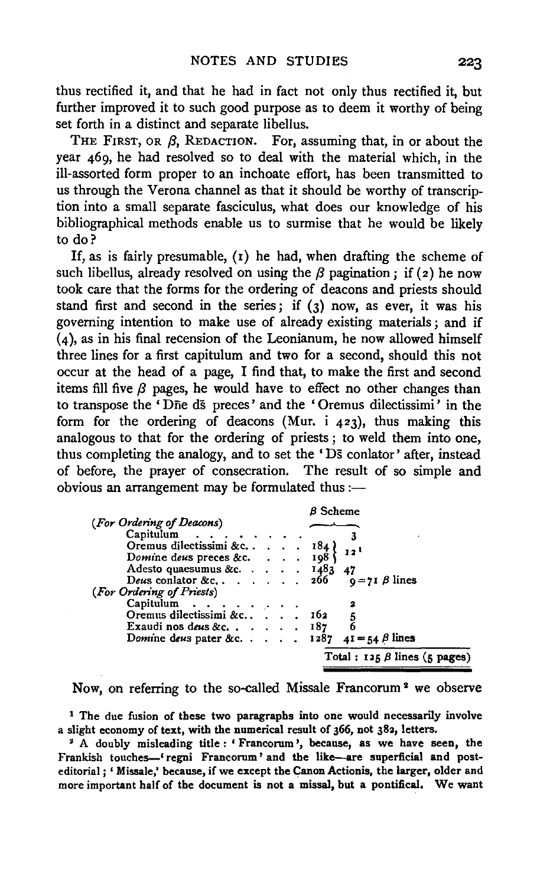thus rectified it, and that he had in fact not only thus rectified it, but further improved it to such good purpose as to deem it worthy of being set forth in a distinct and separate libellus.

THE FIRST, OR $\beta$, REDACTION. For, assuming that, in or about the year 469, he had resolved so to deal with the material which, in the ill-assorted form proper to an inchoate effort, has been transmitted to us through the Verona channel as that it should be worthy of transcription into a small separate fasciculus, what does our knowledge of his bibliographical methods enable us to surmise that he would be likely to do?

If, as is fairly presumable, (1) he had, when drafting the scheme of such libellus, already resolved on using the $\beta$ pagination; if (2) he now took care that the forms for the ordering of deacons and priests should stand first and second in the series; if (3) now, as ever, it was his governing intention to make use of already existing materials; and if (4), as in his final recension of the Leonianum, he now allowed himself three lines for a first capitulum and two for a second, should this not occur at the head of a page, I find that, to make the first and second items fill five $\beta$ pages, he would have to effect no other changes than to transpose the 'Dn̄e ds̄ preces' and the 'Oremus dilectissimi' in the form for the ordering of deacons (Mur. i 423), thus making this analogous to that for the ordering of priests; to weld them into one, thus completing the analogy, and to set the 'Ds̄ conlator' after, instead of before, the prayer of consecration. The result of so simple and obvious an arrangement may be formulated thus:—

| | | $\beta$ Scheme |
|---|---|---|
| *(For Ordering of Deacons)* | | |
| Capitulum | | 3 |
| Oremus dilectissimi &c. | 184 | 12[1] |
| Do*mi*ne de*us* preces &c. | 198 | |
| Adesto quaesumus &c. | 1483 | 47 |
| De*us* conlator &c. | 266 | 9 = 71 $\beta$ lines |
| *(For Ordering of Priests)* | | |
| Capitulum | | 2 |
| Oremus dilectissimi &c. | 162 | 5 |
| Exaudi nos de*us* &c. | 187 | 6 |
| Do*mi*ne de*us* pater &c. | 1287 | 41 = 54 $\beta$ lines |
| | | Total: 125 $\beta$ lines (5 pages) |

Now, on referring to the so-called Missale Francorum[2] we observe

[1] The due fusion of these two paragraphs into one would necessarily involve a slight economy of text, with the numerical result of 366, not 382, letters.

[2] A doubly misleading title: 'Francorum', because, as we have seen, the Frankish touches—'regni Francorum' and the like—are superficial and post-editorial; 'Missale,' because, if we except the Canon Actionis, the larger, older and more important half of the document is not a missal, but a pontifical. We want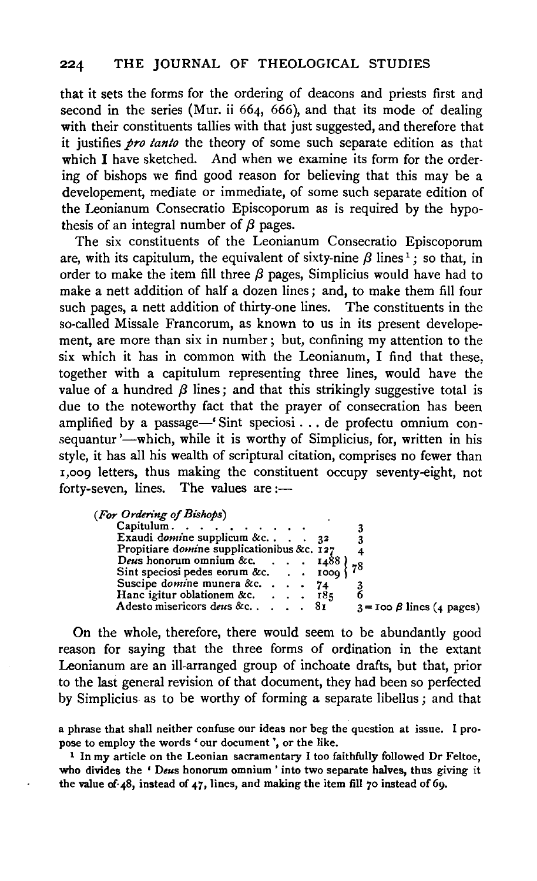that it sets the forms for the ordering of deacons and priests first and second in the series (Mur. ii 664, 666), and that its mode of dealing with their constituents tallies with that just suggested, and therefore that it justifies *pro tanto* the theory of some such separate edition as that which I have sketched. And when we examine its form for the ordering of bishops we find good reason for believing that this may be a developement, mediate or immediate, of some such separate edition of the Leonianum Consecratio Episcoporum as is required by the hypothesis of an integral number of $\beta$ pages.

The six constituents of the Leonianum Consecratio Episcoporum are, with its capitulum, the equivalent of sixty-nine $\beta$ lines[1]; so that, in order to make the item fill three $\beta$ pages, Simplicius would have had to make a nett addition of half a dozen lines; and, to make them fill four such pages, a nett addition of thirty-one lines. The constituents in the so-called Missale Francorum, as known to us in its present developement, are more than six in number; but, confining my attention to the six which it has in common with the Leonianum, I find that these, together with a capitulum representing three lines, would have the value of a hundred $\beta$ lines; and that this strikingly suggestive total is due to the noteworthy fact that the prayer of consecration has been amplified by a passage—'Sint speciosi . . . de profectu omnium consequantur'—which, while it is worthy of Simplicius, for, written in his style, it has all his wealth of scriptural citation, comprises no fewer than 1,009 letters, thus making the constituent occupy seventy-eight, not forty-seven, lines. The values are:—

| (*For Ordering of Bishops*) | | |
|---|---|---|
| Capitulum. . . . . . . . . . | | 3 |
| Exaudi d*omi*ne supplicum &c. . . . | 32 | 3 |
| Propitiare d*omi*ne supplicationibus &c. | 127 | 4 |
| D*eus* honorum omnium &c. . . . | 1488 | 78 |
| Sint speciosi pedes eorum &c. . . | 1009 | |
| Suscipe d*omi*ne munera &c. . . . | 74 | 3 |
| Hanc igitur oblationem &c. . . . | 185 | 6 |
| Adesto misericors d*eus* &c. . . . . | 81 | 3 = 100 $\beta$ lines (4 pages) |

On the whole, therefore, there would seem to be abundantly good reason for saying that the three forms of ordination in the extant Leonianum are an ill-arranged group of inchoate drafts, but that, prior to the last general revision of that document, they had been so perfected by Simplicius as to be worthy of forming a separate libellus; and that

a phrase that shall neither confuse our ideas nor beg the question at issue. I propose to employ the words 'our document', or the like.

[1] In my article on the Leonian sacramentary I too faithfully followed Dr Feltoe, who divides the '*Deus* honorum omnium' into two separate halves, thus giving it the value of 48, instead of 47, lines, and making the item fill 70 instead of 69.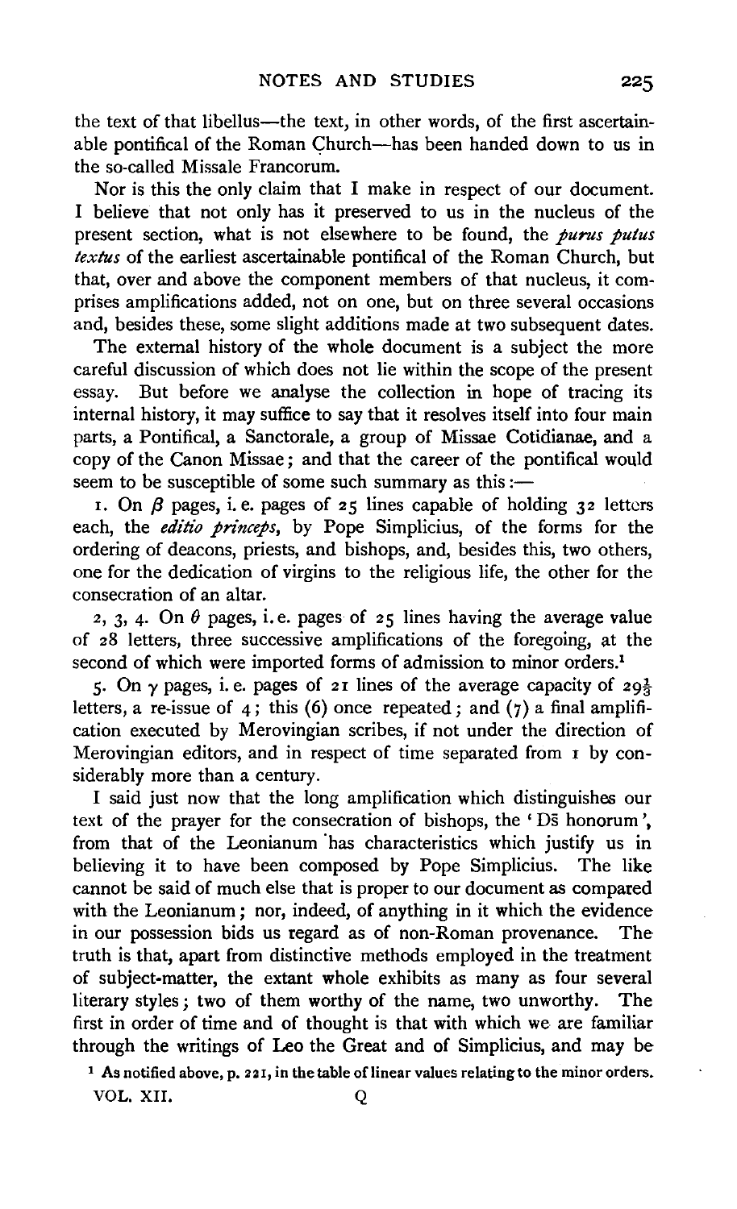the text of that libellus—the text, in other words, of the first ascertainable pontifical of the Roman Church—has been handed down to us in the so-called Missale Francorum.

Nor is this the only claim that I make in respect of our document. I believe that not only has it preserved to us in the nucleus of the present section, what is not elsewhere to be found, the *purus putus textus* of the earliest ascertainable pontifical of the Roman Church, but that, over and above the component members of that nucleus, it comprises amplifications added, not on one, but on three several occasions and, besides these, some slight additions made at two subsequent dates.

The external history of the whole document is a subject the more careful discussion of which does not lie within the scope of the present essay. But before we analyse the collection in hope of tracing its internal history, it may suffice to say that it resolves itself into four main parts, a Pontifical, a Sanctorale, a group of Missae Cotidianae, and a copy of the Canon Missae; and that the career of the pontifical would seem to be susceptible of some such summary as this:—

1. On $\beta$ pages, i. e. pages of 25 lines capable of holding 32 letters each, the *editio princeps*, by Pope Simplicius, of the forms for the ordering of deacons, priests, and bishops, and, besides this, two others, one for the dedication of virgins to the religious life, the other for the consecration of an altar.

2, 3, 4. On $\theta$ pages, i. e. pages of 25 lines having the average value of 28 letters, three successive amplifications of the foregoing, at the second of which were imported forms of admission to minor orders.[1]

5. On $\gamma$ pages, i. e. pages of 21 lines of the average capacity of $29\frac{1}{3}$ letters, a re-issue of 4; this (6) once repeated; and (7) a final amplification executed by Merovingian scribes, if not under the direction of Merovingian editors, and in respect of time separated from 1 by considerably more than a century.

I said just now that the long amplification which distinguishes our text of the prayer for the consecration of bishops, the 'Ds̄ honorum', from that of the Leonianum has characteristics which justify us in believing it to have been composed by Pope Simplicius. The like cannot be said of much else that is proper to our document as compared with the Leonianum; nor, indeed, of anything in it which the evidence in our possession bids us regard as of non-Roman provenance. The truth is that, apart from distinctive methods employed in the treatment of subject-matter, the extant whole exhibits as many as four several literary styles; two of them worthy of the name, two unworthy. The first in order of time and of thought is that with which we are familiar through the writings of Leo the Great and of Simplicius, and may be

[1] As notified above, p. 221, in the table of linear values relating to the minor orders.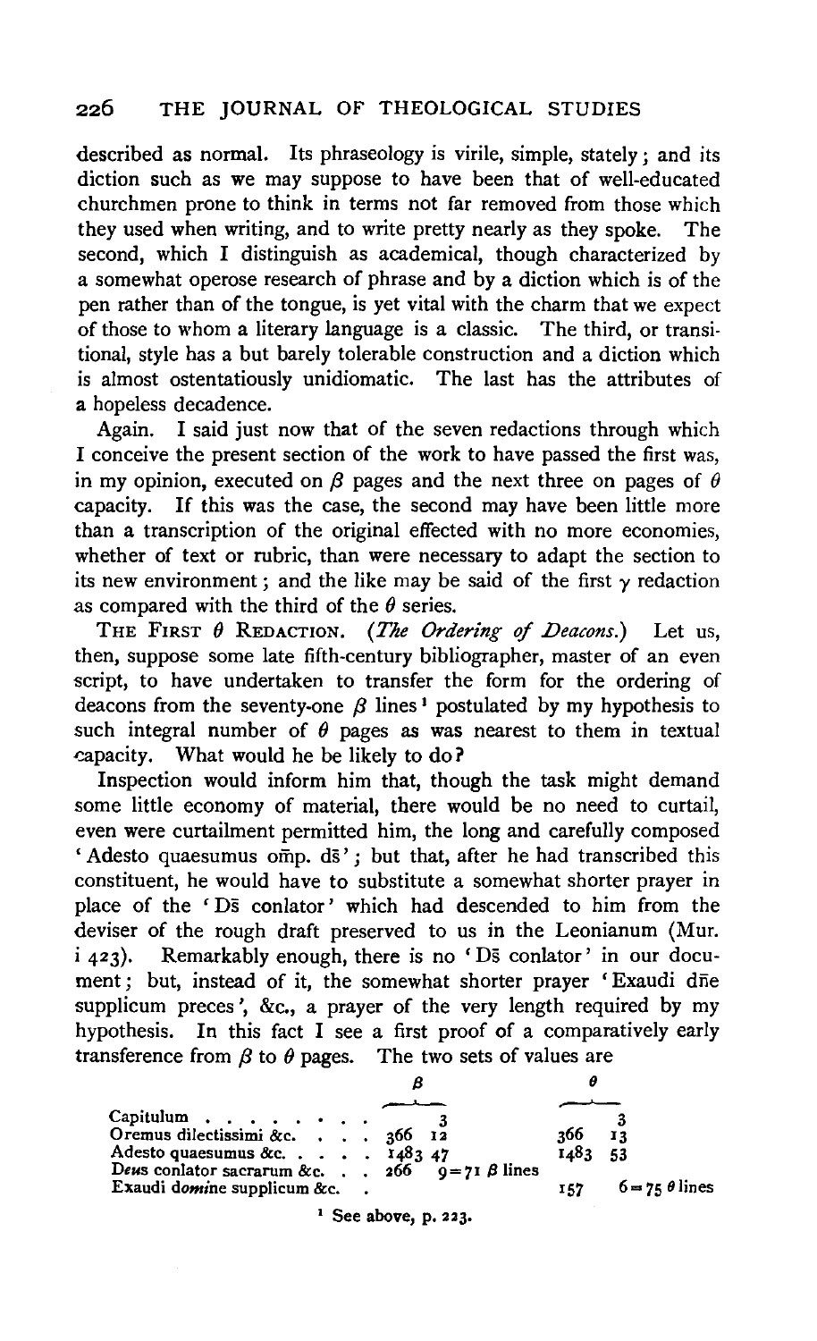described as normal. Its phraseology is virile, simple, stately; and its diction such as we may suppose to have been that of well-educated churchmen prone to think in terms not far removed from those which they used when writing, and to write pretty nearly as they spoke. The second, which I distinguish as academical, though characterized by a somewhat operose research of phrase and by a diction which is of the pen rather than of the tongue, is yet vital with the charm that we expect of those to whom a literary language is a classic. The third, or transitional, style has a but barely tolerable construction and a diction which is almost ostentatiously unidiomatic. The last has the attributes of a hopeless decadence.

Again. I said just now that of the seven redactions through which I conceive the present section of the work to have passed the first was, in my opinion, executed on $\beta$ pages and the next three on pages of $\theta$ capacity. If this was the case, the second may have been little more than a transcription of the original effected with no more economies, whether of text or rubric, than were necessary to adapt the section to its new environment; and the like may be said of the first $\gamma$ redaction as compared with the third of the $\theta$ series.

THE FIRST $\theta$ REDACTION. (*The Ordering of Deacons.*) Let us, then, suppose some late fifth-century bibliographer, master of an even script, to have undertaken to transfer the form for the ordering of deacons from the seventy-one $\beta$ lines[1] postulated by my hypothesis to such integral number of $\theta$ pages as was nearest to them in textual capacity. What would he be likely to do?

Inspection would inform him that, though the task might demand some little economy of material, there would be no need to curtail, even were curtailment permitted him, the long and carefully composed 'Adesto quaesumus omp. ds'; but that, after he had transcribed this constituent, he would have to substitute a somewhat shorter prayer in place of the 'Ds conlator' which had descended to him from the deviser of the rough draft preserved to us in the Leonianum (Mur. i 423). Remarkably enough, there is no 'Ds conlator' in our document; but, instead of it, the somewhat shorter prayer 'Exaudi dne supplicum preces', &c., a prayer of the very length required by my hypothesis. In this fact I see a first proof of a comparatively early transference from $\beta$ to $\theta$ pages. The two sets of values are

| | $\beta$ | | $\theta$ | |
|---|---|---|---|---|
| Capitulum | | 3 | | 3 |
| Oremus dilectissimi &c. | 366 | 12 | 366 | 13 |
| Adesto quaesumus &c. | 1483 | 47 | 1483 | 53 |
| D*eus* conlator sacrarum &c. | 266 | 9 = 71 $\beta$ lines | | |
| Exaudi d*omi*ne supplicum &c. | | | 157 | 6 = 75 $\theta$ lines |

[1] See above, p. 223.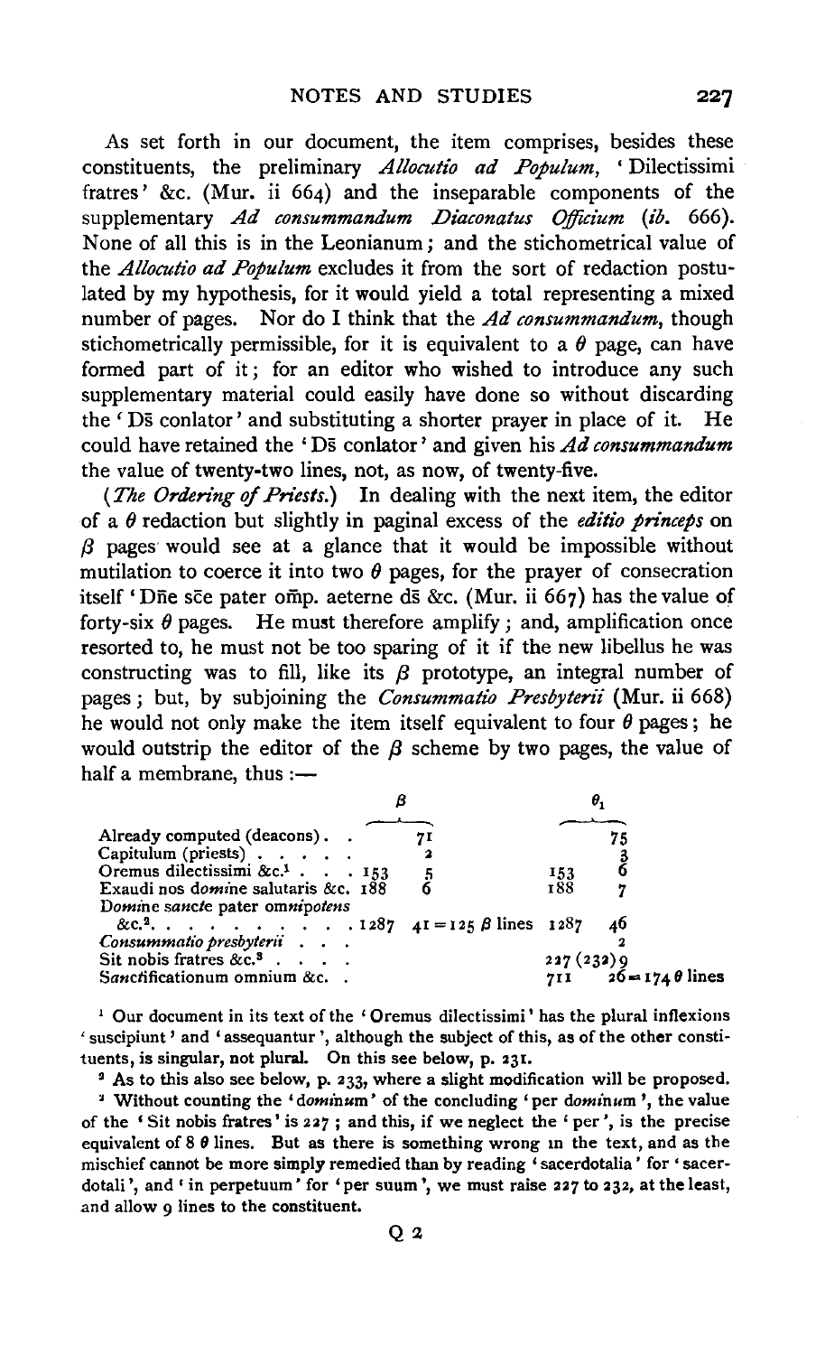As set forth in our document, the item comprises, besides these constituents, the preliminary *Allocutio ad Populum*, 'Dilectissimi fratres' &c. (Mur. ii 664) and the inseparable components of the supplementary *Ad consummandum Diaconatus Officium* (*ib.* 666). None of all this is in the Leonianum; and the stichometrical value of the *Allocutio ad Populum* excludes it from the sort of redaction postulated by my hypothesis, for it would yield a total representing a mixed number of pages. Nor do I think that the *Ad consummandum*, though stichometrically permissible, for it is equivalent to a $\theta$ page, can have formed part of it; for an editor who wished to introduce any such supplementary material could easily have done so without discarding the 'Ds̄ conlator' and substituting a shorter prayer in place of it. He could have retained the 'Ds̄ conlator' and given his *Ad consummandum* the value of twenty-two lines, not, as now, of twenty-five.

(*The Ordering of Priests.*) In dealing with the next item, the editor of a $\theta$ redaction but slightly in paginal excess of the *editio princeps* on $\beta$ pages would see at a glance that it would be impossible without mutilation to coerce it into two $\theta$ pages, for the prayer of consecration itself 'Dn̄e sc̄e pater om̄p. aeterne ds̄ &c. (Mur. ii 667) has the value of forty-six $\theta$ pages. He must therefore amplify; and, amplification once resorted to, he must not be too sparing of it if the new libellus he was constructing was to fill, like its $\beta$ prototype, an integral number of pages; but, by subjoining the *Consummatio Presbyterii* (Mur. ii 668) he would not only make the item itself equivalent to four $\theta$ pages; he would outstrip the editor of the $\beta$ scheme by two pages, the value of half a membrane, thus :—

| | | $\beta$ | | $\theta_1$ |
|---|---|---|---|---|
| Already computed (deacons) | | 71 | | 75 |
| Capitulum (priests) | | 2 | | 3 |
| Oremus dilectissimi &c.[1] | 153 | 5 | 153 | 6 |
| Exaudi nos *domi*ne salutaris &c. | 188 | 6 | 188 | 7 |
| *Domi*ne *sancte* pater *omni*po*tens* &c.[2] | 1287 | 41 = 125 $\beta$ lines | 1287 | 46 |
| *Consummatio presbyterii* | | | | 2 |
| Sit nobis fratres &c.[3] | | | 227 (232) | 9 |
| *Sanc*tificationum omnium &c. | | | 711 | 26 = 174 $\theta$ lines |

[1] Our document in its text of the 'Oremus dilectissimi' has the plural inflexions 'suscipiunt' and 'assequantur', although the subject of this, as of the other constituents, is singular, not plural. On this see below, p. 231.

[2] As to this also see below, p. 233, where a slight modification will be proposed.

[3] Without counting the '*domi*num' of the concluding 'per *domi*num', the value of the 'Sit nobis fratres' is 227; and this, if we neglect the 'per', is the precise equivalent of 8 $\theta$ lines. But as there is something wrong in the text, and as the mischief cannot be more simply remedied than by reading 'sacerdotalia' for 'sacerdotali', and 'in perpetuum' for 'per suum', we must raise 227 to 232, at the least, and allow 9 lines to the constituent.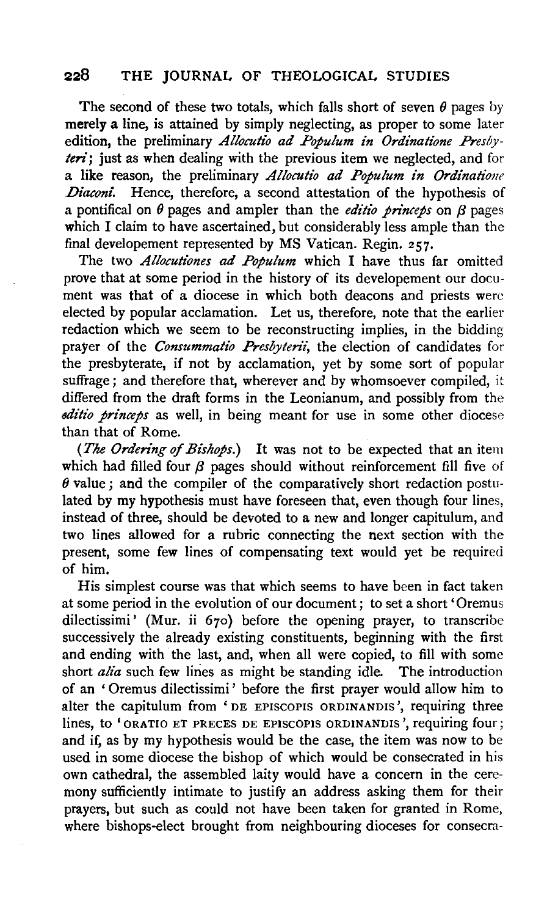The second of these two totals, which falls short of seven $\theta$ pages by merely a line, is attained by simply neglecting, as proper to some later edition, the preliminary *Allocutio ad Populum in Ordinatione Presbyteri*; just as when dealing with the previous item we neglected, and for a like reason, the preliminary *Allocutio ad Populum in Ordinatione Diaconi*. Hence, therefore, a second attestation of the hypothesis of a pontifical on $\theta$ pages and ampler than the *editio princeps* on $\beta$ pages which I claim to have ascertained, but considerably less ample than the final developement represented by MS Vatican. Regin. 257.

The two *Allocutiones ad Populum* which I have thus far omitted prove that at some period in the history of its developement our document was that of a diocese in which both deacons and priests were elected by popular acclamation. Let us, therefore, note that the earlier redaction which we seem to be reconstructing implies, in the bidding prayer of the *Consummatio Presbyterii*, the election of candidates for the presbyterate, if not by acclamation, yet by some sort of popular suffrage; and therefore that, wherever and by whomsoever compiled, it differed from the draft forms in the Leonianum, and possibly from the *editio princeps* as well, in being meant for use in some other diocese than that of Rome.

(*The Ordering of Bishops.*) It was not to be expected that an item which had filled four $\beta$ pages should without reinforcement fill five of $\theta$ value; and the compiler of the comparatively short redaction postulated by my hypothesis must have foreseen that, even though four lines, instead of three, should be devoted to a new and longer capitulum, and two lines allowed for a rubric connecting the next section with the present, some few lines of compensating text would yet be required of him.

His simplest course was that which seems to have been in fact taken at some period in the evolution of our document; to set a short 'Oremus dilectissimi' (Mur. ii 670) before the opening prayer, to transcribe successively the already existing constituents, beginning with the first and ending with the last, and, when all were copied, to fill with some short *alia* such few lines as might be standing idle. The introduction of an 'Oremus dilectissimi' before the first prayer would allow him to alter the capitulum from 'DE EPISCOPIS ORDINANDIS', requiring three lines, to 'ORATIO ET PRECES DE EPISCOPIS ORDINANDIS', requiring four; and if, as by my hypothesis would be the case, the item was now to be used in some diocese the bishop of which would be consecrated in his own cathedral, the assembled laity would have a concern in the ceremony sufficiently intimate to justify an address asking them for their prayers, but such as could not have been taken for granted in Rome, where bishops-elect brought from neighbouring dioceses for consecra-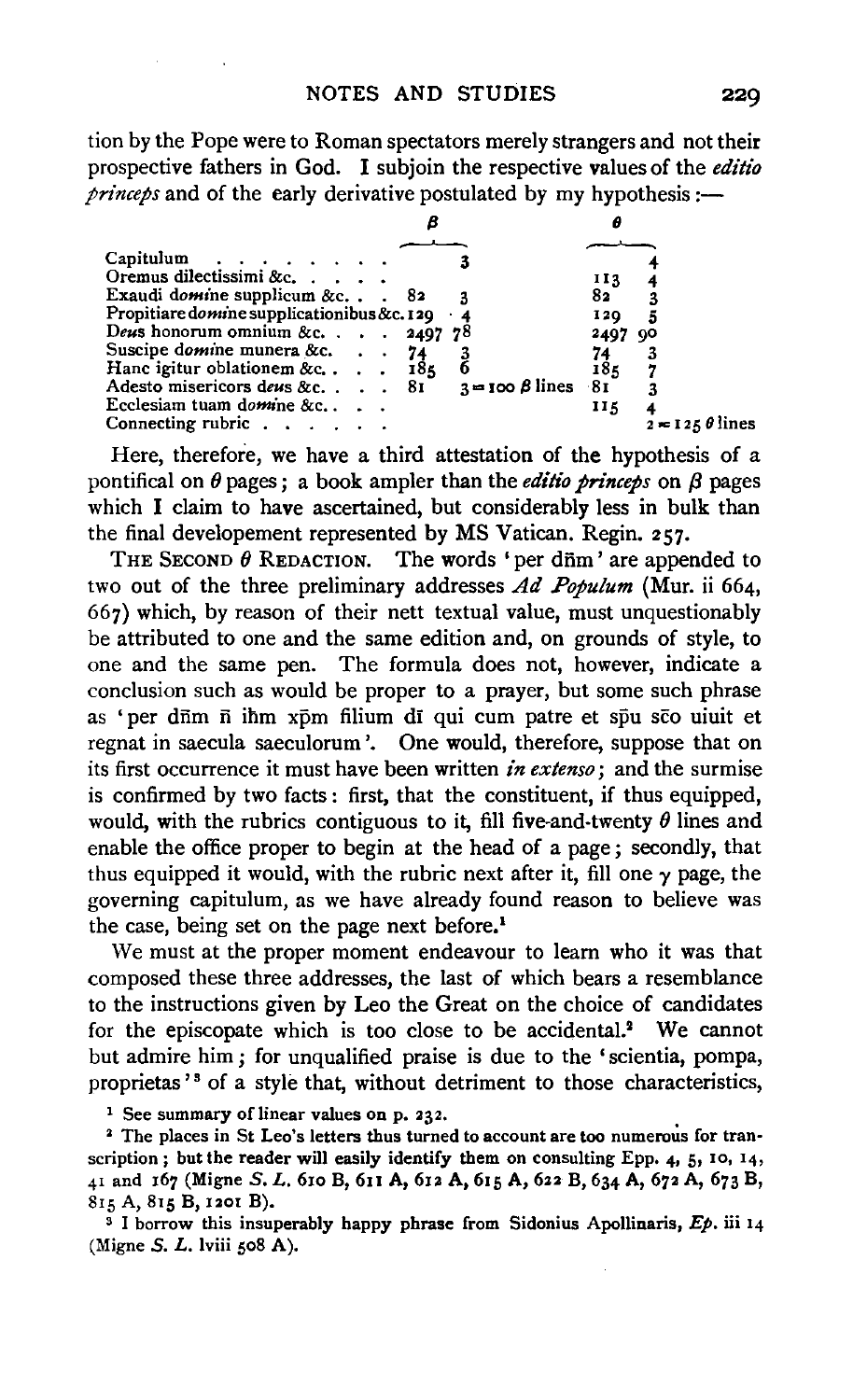tion by the Pope were to Roman spectators merely strangers and not their prospective fathers in God. I subjoin the respective values of the *editio princeps* and of the early derivative postulated by my hypothesis :—

| | $\beta$ | | $\theta$ | |
|---|---|---|---|---|
| Capitulum . . . . . . . . | | 3 | | 4 |
| Oremus dilectissimi &c. . . . . | | | 113 | 4 |
| Exaudi do*mi*ne supplicum &c. . . | 82 | 3 | 82 | 3 |
| Propitiare do*mi*ne supplicationibus &c. | 129 | 4 | 129 | 5 |
| De*us* honorum omnium &c. . . . | 2497 | 78 | 2497 | 90 |
| Suscipe do*mi*ne munera &c. . . | 74 | 3 | 74 | 3 |
| Hanc igitur oblationem &c. . . . | 185 | 6 | 185 | 7 |
| Adesto misericors de*us* &c. . . . | 81 | 3 = 100 $\beta$ lines | 81 | 3 |
| Ecclesiam tuam do*mi*ne &c. . . | | | 115 | 4 |
| Connecting rubric . . . . . . | | | | 2 = 125 $\theta$ lines |

Here, therefore, we have a third attestation of the hypothesis of a pontifical on $\theta$ pages; a book ampler than the *editio princeps* on $\beta$ pages which I claim to have ascertained, but considerably less in bulk than the final developement represented by MS Vatican. Regin. 257.

THE SECOND $\theta$ REDACTION. The words 'per dñm' are appended to two out of the three preliminary addresses *Ad Populum* (Mur. ii 664, 667) which, by reason of their nett textual value, must unquestionably be attributed to one and the same edition and, on grounds of style, to one and the same pen. The formula does not, however, indicate a conclusion such as would be proper to a prayer, but some such phrase as 'per dñm ñ ihm xpm filium dī qui cum patre et spū sco uiuit et regnat in saecula saeculorum'. One would, therefore, suppose that on its first occurrence it must have been written *in extenso*; and the surmise is confirmed by two facts: first, that the constituent, if thus equipped, would, with the rubrics contiguous to it, fill five-and-twenty $\theta$ lines and enable the office proper to begin at the head of a page; secondly, that thus equipped it would, with the rubric next after it, fill one $\gamma$ page, the governing capitulum, as we have already found reason to believe was the case, being set on the page next before.[1]

We must at the proper moment endeavour to learn who it was that composed these three addresses, the last of which bears a resemblance to the instructions given by Leo the Great on the choice of candidates for the episcopate which is too close to be accidental.[2] We cannot but admire him; for unqualified praise is due to the 'scientia, pompa, proprietas'[3] of a style that, without detriment to those characteristics,

[1] See summary of linear values on p. 232.

[2] The places in St Leo's letters thus turned to account are too numerous for transcription; but the reader will easily identify them on consulting Epp. 4, 5, 10, 14, 41 and 167 (Migne *S. L.* 610 B, 611 A, 612 A, 615 A, 622 B, 634 A, 672 A, 673 B, 815 A, 815 B, 1201 B).

[3] I borrow this insuperably happy phrase from Sidonius Apollinaris, *Ep.* iii 14 (Migne *S. L.* lviii 508 A).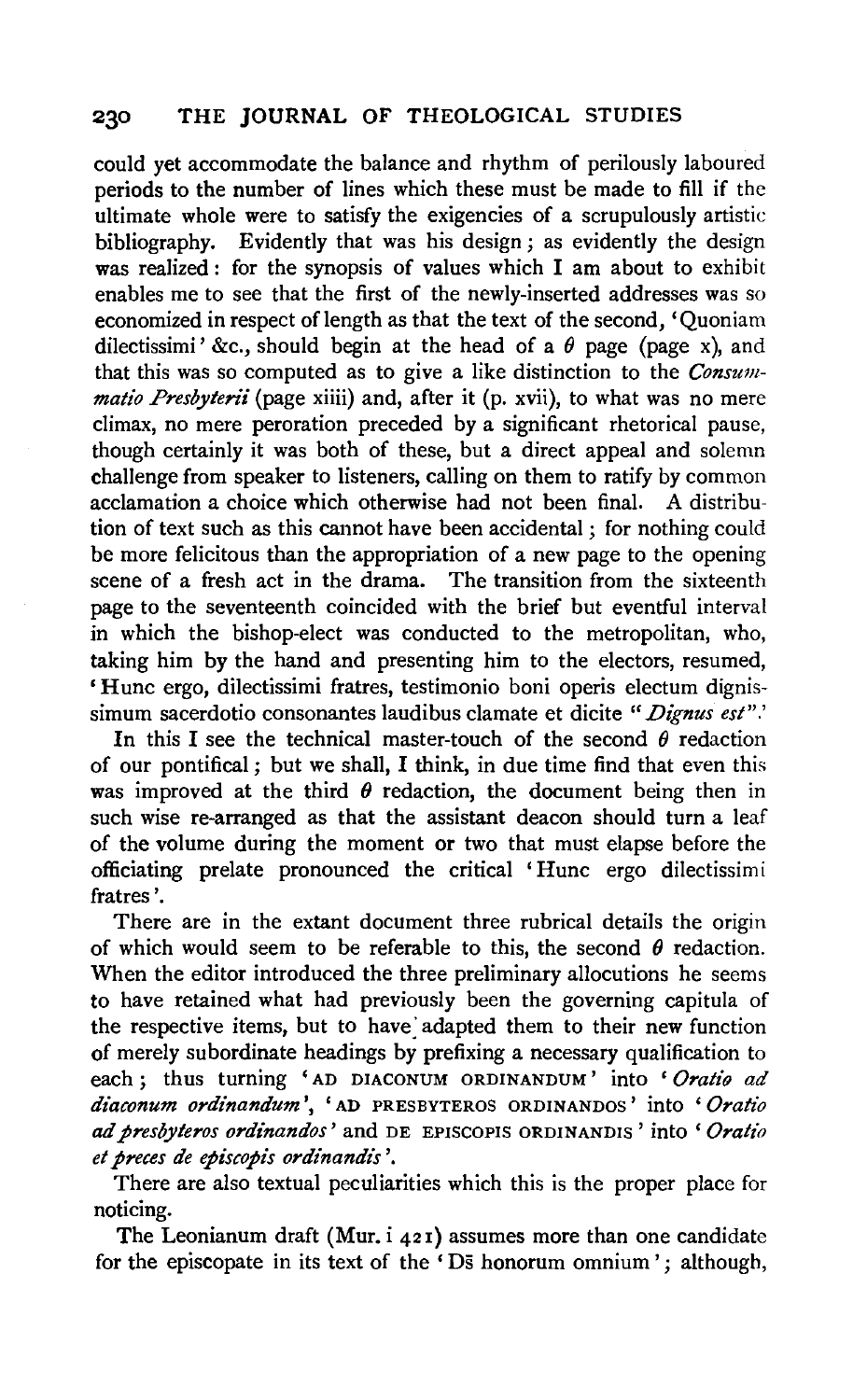could yet accommodate the balance and rhythm of perilously laboured periods to the number of lines which these must be made to fill if the ultimate whole were to satisfy the exigencies of a scrupulously artistic bibliography. Evidently that was his design; as evidently the design was realized: for the synopsis of values which I am about to exhibit enables me to see that the first of the newly-inserted addresses was so economized in respect of length as that the text of the second, 'Quoniam dilectissimi' &c., should begin at the head of a $\theta$ page (page x), and that this was so computed as to give a like distinction to the *Consummatio Presbyterii* (page xiiii) and, after it (p. xvii), to what was no mere climax, no mere peroration preceded by a significant rhetorical pause, though certainly it was both of these, but a direct appeal and solemn challenge from speaker to listeners, calling on them to ratify by common acclamation a choice which otherwise had not been final. A distribution of text such as this cannot have been accidental; for nothing could be more felicitous than the appropriation of a new page to the opening scene of a fresh act in the drama. The transition from the sixteenth page to the seventeenth coincided with the brief but eventful interval in which the bishop-elect was conducted to the metropolitan, who, taking him by the hand and presenting him to the electors, resumed, 'Hunc ergo, dilectissimi fratres, testimonio boni operis electum dignissimum sacerdotio consonantes laudibus clamate et dicite "*Dignus est*".'

In this I see the technical master-touch of the second $\theta$ redaction of our pontifical; but we shall, I think, in due time find that even this was improved at the third $\theta$ redaction, the document being then in such wise re-arranged as that the assistant deacon should turn a leaf of the volume during the moment or two that must elapse before the officiating prelate pronounced the critical 'Hunc ergo dilectissimi fratres'.

There are in the extant document three rubrical details the origin of which would seem to be referable to this, the second $\theta$ redaction. When the editor introduced the three preliminary allocutions he seems to have retained what had previously been the governing capitula of the respective items, but to have adapted them to their new function of merely subordinate headings by prefixing a necessary qualification to each; thus turning 'AD DIACONUM ORDINANDUM' into '*Oratio ad diaconum ordinandum*', 'AD PRESBYTEROS ORDINANDOS' into '*Oratio ad presbyteros ordinandos*' and DE EPISCOPIS ORDINANDIS' into '*Oratio et preces de episcopis ordinandis*'.

There are also textual peculiarities which this is the proper place for noticing.

The Leonianum draft (Mur. i 421) assumes more than one candidate for the episcopate in its text of the 'Ds̄ honorum omnium'; although,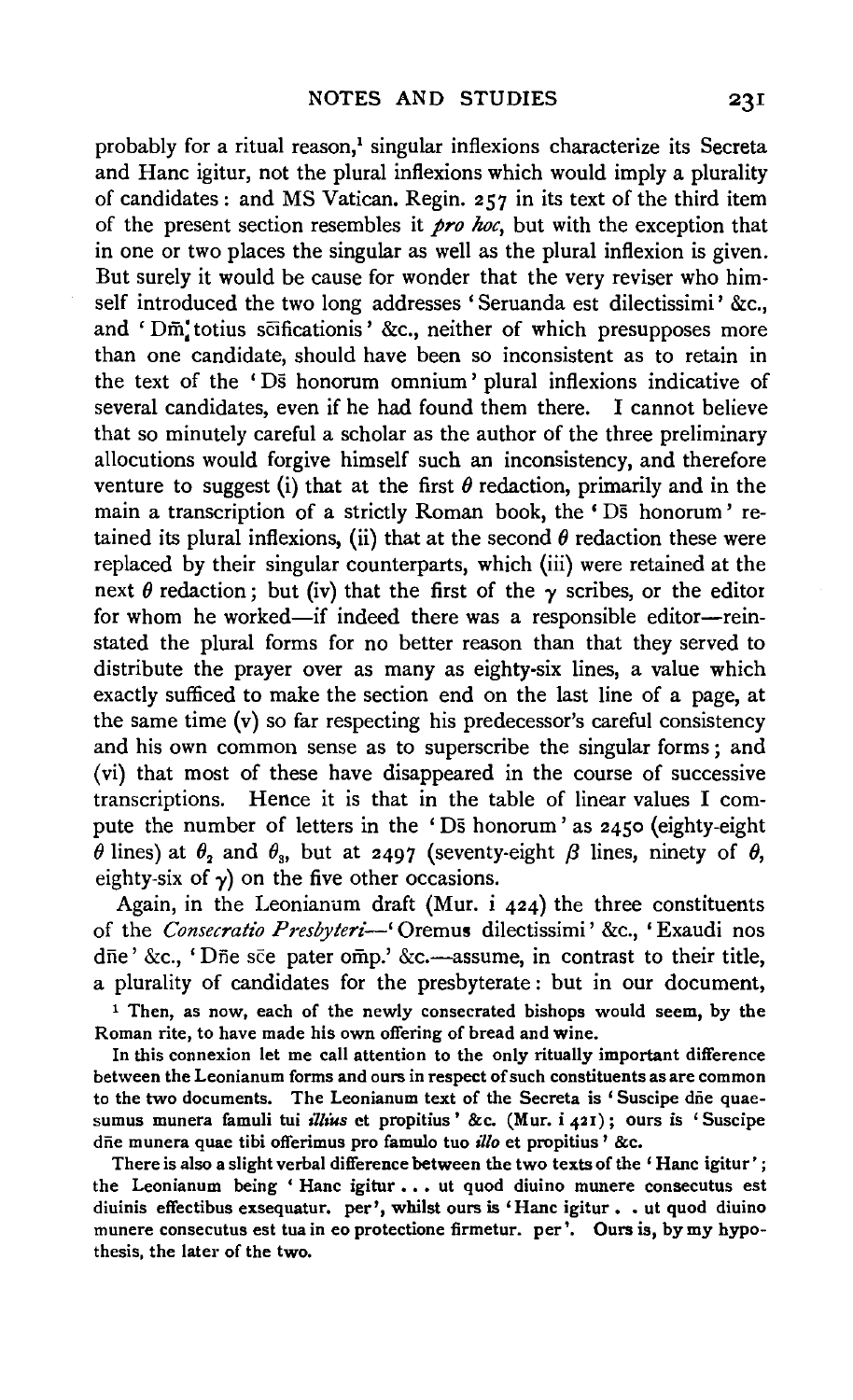probably for a ritual reason,[1] singular inflexions characterize its Secreta and Hanc igitur, not the plural inflexions which would imply a plurality of candidates: and MS Vatican. Regin. 257 in its text of the third item of the present section resembles it *pro hoc*, but with the exception that in one or two places the singular as well as the plural inflexion is given. But surely it would be cause for wonder that the very reviser who himself introduced the two long addresses 'Seruanda est dilectissimi' &c., and 'Dm̃ totius sc̄ificationis' &c., neither of which presupposes more than one candidate, should have been so inconsistent as to retain in the text of the 'Ds̄ honorum omnium' plural inflexions indicative of several candidates, even if he had found them there. I cannot believe that so minutely careful a scholar as the author of the three preliminary allocutions would forgive himself such an inconsistency, and therefore venture to suggest (i) that at the first $\theta$ redaction, primarily and in the main a transcription of a strictly Roman book, the 'Ds̄ honorum' retained its plural inflexions, (ii) that at the second $\theta$ redaction these were replaced by their singular counterparts, which (iii) were retained at the next $\theta$ redaction; but (iv) that the first of the $\gamma$ scribes, or the editor for whom he worked—if indeed there was a responsible editor—reinstated the plural forms for no better reason than that they served to distribute the prayer over as many as eighty-six lines, a value which exactly sufficed to make the section end on the last line of a page, at the same time (v) so far respecting his predecessor's careful consistency and his own common sense as to superscribe the singular forms; and (vi) that most of these have disappeared in the course of successive transcriptions. Hence it is that in the table of linear values I compute the number of letters in the 'Ds̄ honorum' as 2450 (eighty-eight $\theta$ lines) at $\theta_2$ and $\theta_3$, but at 2497 (seventy-eight $\beta$ lines, ninety of $\theta$, eighty-six of $\gamma$) on the five other occasions.

Again, in the Leonianum draft (Mur. i 424) the three constituents of the *Consecratio Presbyteri*—'Oremus dilectissimi' &c., 'Exaudi nos dñe' &c., 'Dñe sc̄e pater om̄p.' &c.—assume, in contrast to their title, a plurality of candidates for the presbyterate: but in our document,

[1] Then, as now, each of the newly consecrated bishops would seem, by the Roman rite, to have made his own offering of bread and wine.

In this connexion let me call attention to the only ritually important difference between the Leonianum forms and ours in respect of such constituents as are common to the two documents. The Leonianum text of the Secreta is 'Suscipe dñe quaesumus munera famuli tui *illius* et propitius' &c. (Mur. i 421); ours is 'Suscipe dñe munera quae tibi offerimus pro famulo tuo *illo* et propitius' &c.

There is also a slight verbal difference between the two texts of the 'Hanc igitur'; the Leonianum being 'Hanc igitur . . . ut quod diuino munere consecutus est diuinis effectibus exsequatur. per', whilst ours is 'Hanc igitur . . ut quod diuino munere consecutus est tua in eo protectione firmetur. per'. Ours is, by my hypothesis, the later of the two.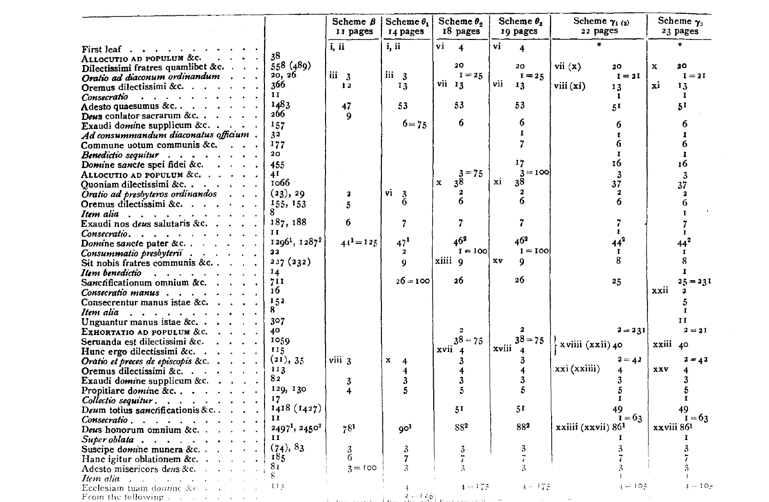| | | Scheme β 11 pages | Scheme $\theta_1$ 14 pages | Scheme $\theta_2$ 18 pages | Scheme $\theta_3$ 19 pages | Scheme $\gamma_{1\,(2)}$ 22 pages | Scheme $\gamma_3$ 23 pages |
|---|---|---|---|---|---|---|---|
| First leaf | | i, ii | i, ii | vi 4 | vi 4 | * | * |
| ALLOCUTIO AD POPULUM &c. | 38 | | | | | | |
| Dilectissimi fratres quamlibet &c. | 558 (489) | | | 20 | 20 | vii (x) 20 | x 20 |
| *Oratio ad diaconum ordinandum* | 20, 26 | iii 3 | iii 3 | 1 = 25 | 1 = 25 | 1 = 21 | 1 = 21 |
| Oremus dilectissimi &c. | 366 | 12 | 13 | vii 13 | vii 13 | viii (xi) 13 | xi 13 |
| *Consecratio* | 11 | | | | | 1 | 1 |
| Adesto quaesumus &c. | 1483 | 47 | 53 | 53 | 53 | 51 | 51 |
| Deus conlator sacrarum &c. | 266 | 9 | | | | | |
| Exaudi domine supplicum &c. | 157 | | 6 = 75 | 6 | 6 | 6 | 6 |
| *Ad consummandum diaconatus officium* | 32 | | | | 1 | 1 | 1 |
| Commune uotum communis &c. | 177 | | | | 7 | 6 | 6 |
| *Benedictio sequitur* | 20 | | | | | 1 | 1 |
| Domine sancte spei fidei &c. | 455 | | | | 17 | 16 | 16 |
| ALLOCUTIO AD POPULUM &c. | 41 | | | 3 = 75 | 3 = 100 | 3 | 3 |
| Quoniam dilectissimi &c. | 1066 | | | x 38 | xi 38 | 37 | 37 |
| *Oratio ad presbyteros ordinandos* | (23), 29 | 2 | vi 3 | 2 | 2 | 2 | 2 |
| Oremus dilectissimi &c. | 155, 153 | 5 | 6 | 6 | 6 | 6 | 6 |
| *Item alia* | 8 | | | | | | 1 |
| Exaudi nos deus salutaris &c. | 187, 188 | 6 | 7 | 7 | 7 | 7 | 7 |
| *Consecratio.* | 11 | | | | | 1 | 1 |
| Domine sancte pater &c. | $1296^1$, $1287^2$ | $41^1$ = 125 | $47^1$ | $46^2$ | $46^2$ | $44^2$ | $44^2$ |
| *Consummatio presbyterii* | 22 | | 2 | 1 = 100 | 1 = 100 | 1 | 1 |
| Sit nobis fratres communis &c. | 227 (232) | | 9 | xiiii 9 | xv 9 | 8 | 8 |
| *Item benedictio* | 14 | | | | | | 1 |
| Sanctificationum omnium &c. | 711 | | 26 = 100 | 26 | 26 | 25 | 25 = 231 |
| *Consecratio manus* | 16 | | | | | | xxii 2 |
| Consecrentur manus istae &c. | 152 | | | | | | 5 |
| *Item alia* | 8 | | | | | | 1 |
| Unguantur manus istae &c. | 307 | | | | | | 11 |
| EXHORTATIO AD POPULUM &c. | 40 | | | 2 | 2 | 2 = 231 | 2 = 21 |
| Seruanda est dilectissimi &c. | 1059 | | | 38 = 75 | 38 = 75 | xviiii (xxii) 40 | xxiii 40 |
| Hunc ergo dilectissimi &c. | 115 | | | xvii 4 | xviii 4 | | |
| *Oratio et preces de episcopis* &c. | (21), 35 | viii 3 | x 4 | 3 | 3 | 2 = 42 | 2 = 42 |
| Oremus dilectissimi &c. | 113 | | 4 | 4 | 4 | xxi (xxiiii) 4 | xxv 4 |
| Exaudi domine supplicum &c. | 82 | 3 | 3 | 3 | 3 | 3 | 3 |
| Propitiare domine &c. | 129, 130 | 4 | 5 | 5 | 5 | 5 | 5 |
| *Collectio sequitur* | 17 | | | | | 1 | 1 |
| Deum totius sanctificationis &c. | 1418 (1427) | | | 51 | 51 | 49 | 49 |
| *Consecratio* | 11 | | | | | 1 = 63 | 1 = 63 |
| Deus honorum omnium &c. | $2497^1$, $2450^2$ | $78^1$ | $90^1$ | $88^2$ | $88^2$ | xxiiii (xxvii) $86^1$ | xxviii $86^1$ |
| *Super oblata* | 11 | | | | | 1 | 1 |
| Suscipe domine munera &c. | (74), 83 | 3 | 3 | 3 | 3 | 3 | 3 |
| Hanc igitur oblationem &c. | 185 | 6 | 7 | 7 | 7 | 7 | 7 |
| Adesto misericors deus &c. | 81 | 3 = 100 | 3 | 3 | 3 | 3 | 3 |
| *Item alia* | 8 | | | | | 1 | 1 |
| Ecclesiam tuam domine &c. | 115 | | 4 | 4 = 175 | 4 = 175 | 4 = 105 | 4 = 105 |
| From the following | | | 2 = 125 | | | | |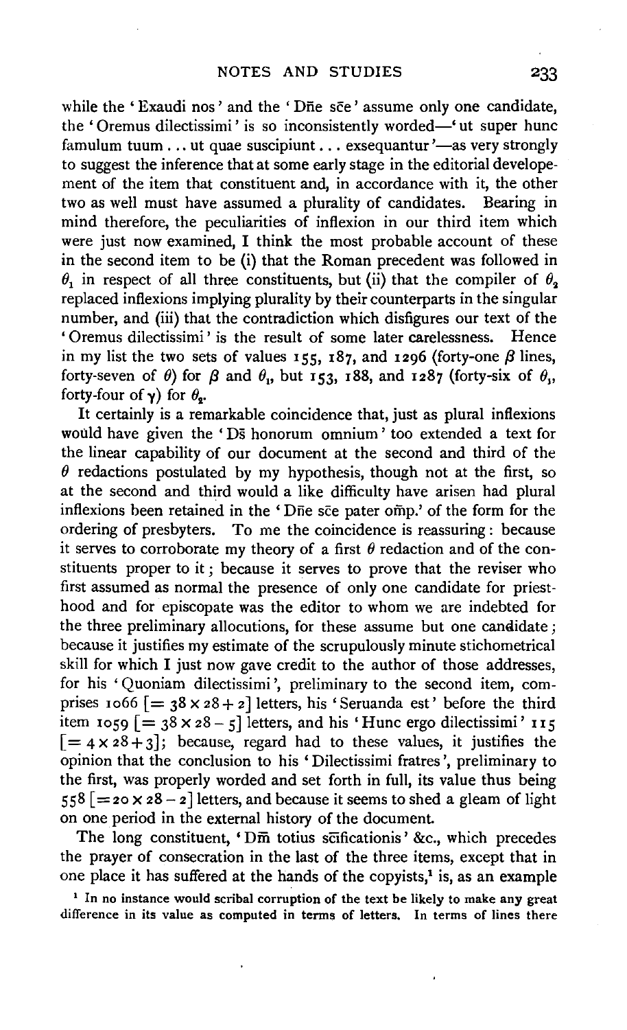while the 'Exaudi nos' and the 'Dñe sc̄e' assume only one candidate, the 'Oremus dilectissimi' is so inconsistently worded—'ut super hunc famulum tuum ... ut quae suscipiunt ... exsequantur'—as very strongly to suggest the inference that at some early stage in the editorial developement of the item that constituent and, in accordance with it, the other two as well must have assumed a plurality of candidates. Bearing in mind therefore, the peculiarities of inflexion in our third item which were just now examined, I think the most probable account of these in the second item to be (i) that the Roman precedent was followed in $\theta_1$ in respect of all three constituents, but (ii) that the compiler of $\theta_2$ replaced inflexions implying plurality by their counterparts in the singular number, and (iii) that the contradiction which disfigures our text of the 'Oremus dilectissimi' is the result of some later carelessness. Hence in my list the two sets of values 155, 187, and 1296 (forty-one $\beta$ lines, forty-seven of $\theta$) for $\beta$ and $\theta_1$, but 153, 188, and 1287 (forty-six of $\theta_1$, forty-four of $\gamma$) for $\theta_2$.

It certainly is a remarkable coincidence that, just as plural inflexions would have given the 'Ds̄ honorum omnium' too extended a text for the linear capability of our document at the second and third of the $\theta$ redactions postulated by my hypothesis, though not at the first, so at the second and third would a like difficulty have arisen had plural inflexions been retained in the 'Dñe sc̄e pater om̄p.' of the form for the ordering of presbyters. To me the coincidence is reassuring: because it serves to corroborate my theory of a first $\theta$ redaction and of the constituents proper to it; because it serves to prove that the reviser who first assumed as normal the presence of only one candidate for priesthood and for episcopate was the editor to whom we are indebted for the three preliminary allocutions, for these assume but one candidate; because it justifies my estimate of the scrupulously minute stichometrical skill for which I just now gave credit to the author of those addresses, for his 'Quoniam dilectissimi', preliminary to the second item, comprises 1066 [$= 38 \times 28 + 2$] letters, his 'Seruanda est' before the third item 1059 [$= 38 \times 28 - 5$] letters, and his 'Hunc ergo dilectissimi' 115 [$= 4 \times 28 + 3$]; because, regard had to these values, it justifies the opinion that the conclusion to his 'Dilectissimi fratres', preliminary to the first, was properly worded and set forth in full, its value thus being 558 [$= 20 \times 28 - 2$] letters, and because it seems to shed a gleam of light on one period in the external history of the document.

The long constituent, 'Dm̄ totius sc̄ificationis' &c., which precedes the prayer of consecration in the last of the three items, except that in one place it has suffered at the hands of the copyists,[1] is, as an example

[1] In no instance would scribal corruption of the text be likely to make any great difference in its value as computed in terms of letters. In terms of lines there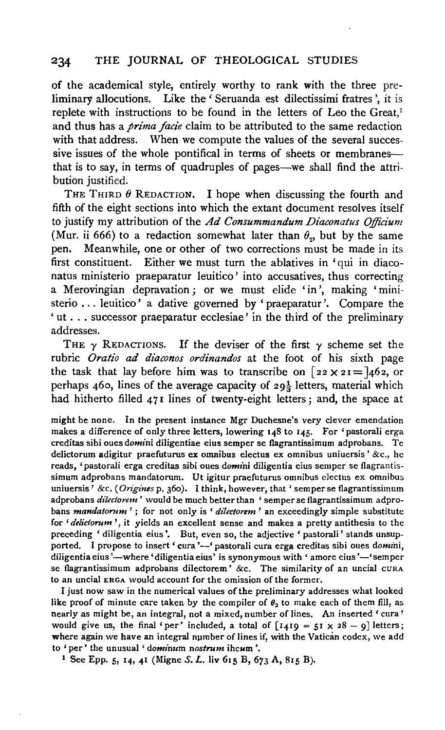of the academical style, entirely worthy to rank with the three preliminary allocutions. Like the 'Seruanda est dilectissimi fratres', it is replete with instructions to be found in the letters of Leo the Great,[1] and thus has a *prima facie* claim to be attributed to the same redaction with that address. When we compute the values of the several successive issues of the whole pontifical in terms of sheets or membranes—that is to say, in terms of quadruples of pages—we shall find the attribution justified.

THE THIRD $\theta$ REDACTION. I hope when discussing the fourth and fifth of the eight sections into which the extant document resolves itself to justify my attribution of the *Ad Consummandum Diaconatus Officium* (Mur. ii 666) to a redaction somewhat later than $\theta_2$, but by the same pen. Meanwhile, one or other of two corrections must be made in its first constituent. Either we must turn the ablatives in 'qui in diaconatus ministerio praeparatur leuitico' into accusatives, thus correcting a Merovingian depravation; or we must elide 'in', making 'ministerio ... leuitico' a dative governed by 'praeparatur'. Compare the 'ut ... successor praeparatur ecclesiae' in the third of the preliminary addresses.

THE $\gamma$ REDACTIONS. If the deviser of the first $\gamma$ scheme set the rubric *Oratio ad diaconos ordinandos* at the foot of his sixth page the task that lay before him was to transcribe on [$22 \times 21 =$]462, or perhaps 460, lines of the average capacity of $29\frac{1}{3}$ letters, material which had hitherto filled 471 lines of twenty-eight letters; and, the space at

might be none. In the present instance Mgr Duchesne's very clever emendation makes a difference of only three letters, lowering 148 to 145. For 'pastorali erga creditas sibi oues d*omi*ni diligentiae eius semper se flagrantissimum adprobans. Te delictorum adigitur praefuturus ex omnibus electus ex omnibus uniuersis' &c., he reads, 'pastorali erga creditas sibi oues d*omi*ni diligentia eius semper se flagrantissimum adprobans mandatorum. Ut igitur praefuturus omnibus electus ex omnibus uniuersis' &c. (*Origines* p. 360). I think, however, that 'semper se flagrantissimum adprobans *dilectorem*' would be much better than 'semper se flagrantissimum adprobans *mandatorum*'; for not only is '*dilectorem*' an exceedingly simple substitute for '*delictorum*', it yields an excellent sense and makes a pretty antithesis to the preceding 'diligentia eius'. But, even so, the adjective 'pastorali' stands unsupported. I propose to insert 'cura'—'pastorali cura erga creditas sibi oues d*omi*ni, diligentia eius'—where 'diligentia eius' is synonymous with 'amore eius'—'semper se flagrantissimum adprobans dilectorem' &c. The similarity of an uncial CURA to an uncial ERGA would account for the omission of the former.

I just now saw in the numerical values of the preliminary addresses what looked like proof of minute care taken by the compiler of $\theta_2$ to make each of them fill, as nearly as might be, an integral, not a mixed, number of lines. An inserted 'cura' would give us, the final 'per' included, a total of [$1419 = 51 \times 28 - 9$] letters; where again we have an integral number of lines if, with the Vatican codex, we add to 'per' the unusual 'd*ominu*m n*ostru*m ihc*u*m'.

[1] See Epp. 5, 14, 41 (Migne *S. L.* liv 615 B, 673 A, 815 B).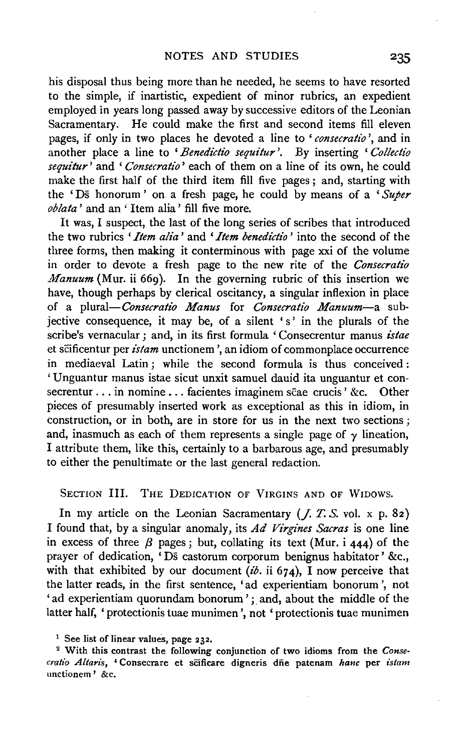his disposal thus being more than he needed, he seems to have resorted to the simple, if inartistic, expedient of minor rubrics, an expedient employed in years long passed away by successive editors of the Leonian Sacramentary. He could make the first and second items fill eleven pages, if only in two places he devoted a line to '*consecratio*', and in another place a line to '*Benedictio sequitur*'. By inserting '*Collectio sequitur*' and '*Consecratio*' each of them on a line of its own, he could make the first half of the third item fill five pages; and, starting with the 'Ds̄ honorum' on a fresh page, he could by means of a '*Super oblata*' and an 'Item alia' fill five more.

It was, I suspect, the last of the long series of scribes that introduced the two rubrics '*Item alia*' and '*Item benedictio*' into the second of the three forms, then making it conterminous with page xxi of the volume in order to devote a fresh page to the new rite of the *Consecratio Manuum* (Mur. ii 669). In the governing rubric of this insertion we have, though perhaps by clerical oscitancy, a singular inflexion in place of a plural—*Consecratio Manus* for *Consecratio Manuum*—a subjective consequence, it may be, of a silent 's' in the plurals of the scribe's vernacular; and, in its first formula 'Consecrentur manus *istae* et sc̄ificentur per *istam* unctionem', an idiom of commonplace occurrence in mediaeval Latin; while the second formula is thus conceived: 'Unguantur manus istae sicut unxit samuel dauid ita unguantur et consecrentur ... in nomine ... facientes imaginem sc̄ae crucis' &c. Other pieces of presumably inserted work as exceptional as this in idiom, in construction, or in both, are in store for us in the next two sections; and, inasmuch as each of them represents a single page of $\gamma$ lineation, I attribute them, like this, certainly to a barbarous age, and presumably to either the penultimate or the last general redaction.

## SECTION III. THE DEDICATION OF VIRGINS AND OF WIDOWS.

In my article on the Leonian Sacramentary (*J. T. S.* vol. x p. 82) I found that, by a singular anomaly, its *Ad Virgines Sacras* is one line in excess of three $\beta$ pages; but, collating its text (Mur. i 444) of the prayer of dedication, 'Ds̄ castorum corporum benignus habitator' &c., with that exhibited by our document (*ib.* ii 674), I now perceive that the latter reads, in the first sentence, 'ad experientiam bonorum', not 'ad experientiam quorundam bonorum'; and, about the middle of the latter half, 'protectionis tuae munimen', not 'protectionis tuae munimen

[1] See list of linear values, page 232.

[2] With this contrast the following conjunction of two idioms from the *Consecratio Altaris*, 'Consecrare et sc̄ificare digneris dn̄e patenam *hanc* per *istam* unctionem' &c.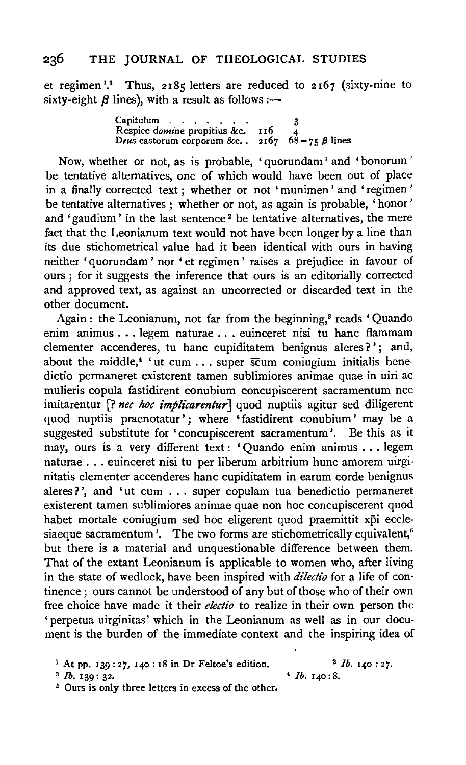et regimen'.[1] Thus, 2185 letters are reduced to 2167 (sixty-nine to sixty-eight $\beta$ lines), with a result as follows:—

| | | |
|---|---|---|
| Capitulum . . . . . . . | | 3 |
| Respice d*omi*ne propitius &c. | 116 | 4 |
| D*eus* castorum corporum &c. . | 2167 | 68 = 75 $\beta$ lines |

Now, whether or not, as is probable, 'quorundam' and 'bonorum' be tentative alternatives, one of which would have been out of place in a finally corrected text; whether or not 'munimen' and 'regimen' be tentative alternatives; whether or not, as again is probable, 'honor' and 'gaudium' in the last sentence[2] be tentative alternatives, the mere fact that the Leonianum text would not have been longer by a line than its due stichometrical value had it been identical with ours in having neither 'quorundam' nor 'et regimen' raises a prejudice in favour of ours; for it suggests the inference that ours is an editorially corrected and approved text, as against an uncorrected or discarded text in the other document.

Again: the Leonianum, not far from the beginning,[3] reads 'Quando enim animus . . . legem naturae . . . euinceret nisi tu hanc flammam clementer accenderes, tu hanc cupiditatem benignus aleres?'; and, about the middle,[4] 'ut cum . . . super s̄cum coniugium initialis benedictio permaneret existerent tamen sublimiores animae quae in uiri ac mulieris copula fastidirent conubium concupiscerent sacramentum nec imitarentur [? *nec hoc implicarentur*] quod nuptiis agitur sed diligerent quod nuptiis praenotatur'; where 'fastidirent conubium' may be a suggested substitute for 'concupiscerent sacramentum'. Be this as it may, ours is a very different text: 'Quando enim animus . . . legem naturae . . . euinceret nisi tu per liberum arbitrium hunc amorem uirginitatis clementer accenderes hanc cupiditatem in earum corde benignus aleres?', and 'ut cum . . . super copulam tua benedictio permaneret existerent tamen sublimiores animae quae non hoc concupiscerent quod habet mortale coniugium sed hoc eligerent quod praemittit xp̄i ecclesiaeque sacramentum'. The two forms are stichometrically equivalent,[5] but there is a material and unquestionable difference between them. That of the extant Leonianum is applicable to women who, after living in the state of wedlock, have been inspired with *dilectio* for a life of continence; ours cannot be understood of any but of those who of their own free choice have made it their *electio* to realize in their own person the 'perpetua uirginitas' which in the Leonianum as well as in our document is the burden of the immediate context and the inspiring idea of

[1] At pp. 139 : 27, 140 : 18 in Dr Feltoe's edition.
[2] *Ib.* 140 : 27.
[3] *Ib.* 139 : 32.
[4] *Ib.* 140 : 8.
[5] Ours is only three letters in excess of the other.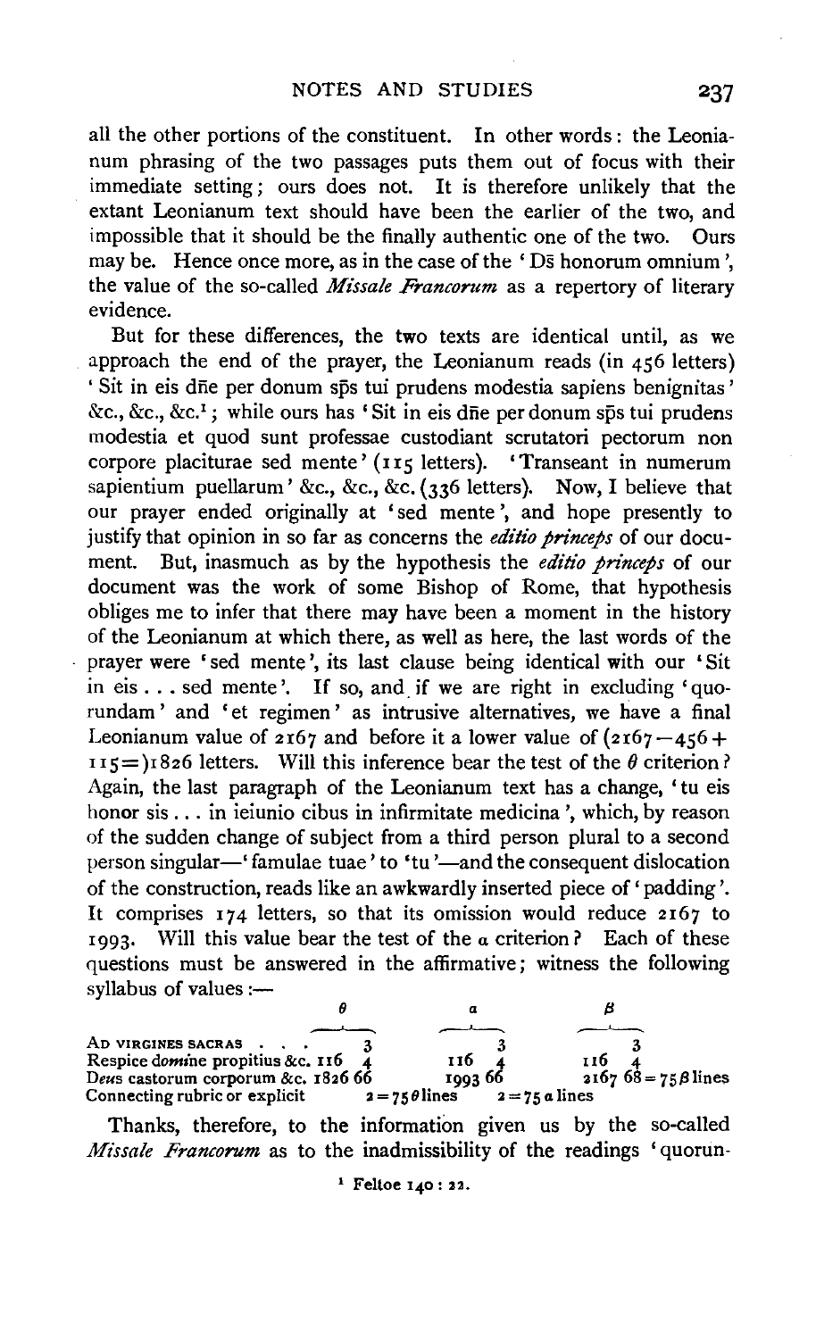all the other portions of the constituent. In other words: the Leonianum phrasing of the two passages puts them out of focus with their immediate setting; ours does not. It is therefore unlikely that the extant Leonianum text should have been the earlier of the two, and impossible that it should be the finally authentic one of the two. Ours may be. Hence once more, as in the case of the 'Ds̄ honorum omnium', the value of the so-called *Missale Francorum* as a repertory of literary evidence.

But for these differences, the two texts are identical until, as we approach the end of the prayer, the Leonianum reads (in 456 letters) 'Sit in eis dn̄e per donum sp̄s tui prudens modestia sapiens benignitas' &c., &c., &c.[1]; while ours has 'Sit in eis dn̄e per donum sp̄s tui prudens modestia et quod sunt professae custodiant scrutatori pectorum non corpore placiturae sed mente' (115 letters). 'Transeant in numerum sapientium puellarum' &c., &c., &c. (336 letters). Now, I believe that our prayer ended originally at 'sed mente', and hope presently to justify that opinion in so far as concerns the *editio princeps* of our document. But, inasmuch as by the hypothesis the *editio princeps* of our document was the work of some Bishop of Rome, that hypothesis obliges me to infer that there may have been a moment in the history of the Leonianum at which there, as well as here, the last words of the prayer were 'sed mente', its last clause being identical with our 'Sit in eis . . . sed mente'. If so, and if we are right in excluding 'quorundam' and 'et regimen' as intrusive alternatives, we have a final Leonianum value of 2167 and before it a lower value of (2167 − 456 + 115 =) 1826 letters. Will this inference bear the test of the $\theta$ criterion? Again, the last paragraph of the Leonianum text has a change, 'tu eis honor sis . . . in ieiunio cibus in infirmitate medicina', which, by reason of the sudden change of subject from a third person plural to a second person singular—'famulae tuae' to 'tu'—and the consequent dislocation of the construction, reads like an awkwardly inserted piece of 'padding'. It comprises 174 letters, so that its omission would reduce 2167 to 1993. Will this value bear the test of the $\alpha$ criterion? Each of these questions must be answered in the affirmative; witness the following syllabus of values:—

| | $\theta$ | | $\alpha$ | | $\beta$ | |
|---|---|---|---|---|---|---|
| AD VIRGINES SACRAS . . . | | 3 | | 3 | | 3 |
| Respice do*mi*ne propitius &c. | 116 | 4 | 116 | 4 | 116 | 4 |
| D*eus* castorum corporum &c. | 1826 | 66 | 1993 | 66 | 2167 | 68 = 75 $\beta$ lines |
| Connecting rubric or explicit | | 2 = 75 $\theta$ lines | | 2 = 75 $\alpha$ lines | | |

Thanks, therefore, to the information given us by the so-called *Missale Francorum* as to the inadmissibility of the readings 'quorun-

[1] Feltoe 140 : 22.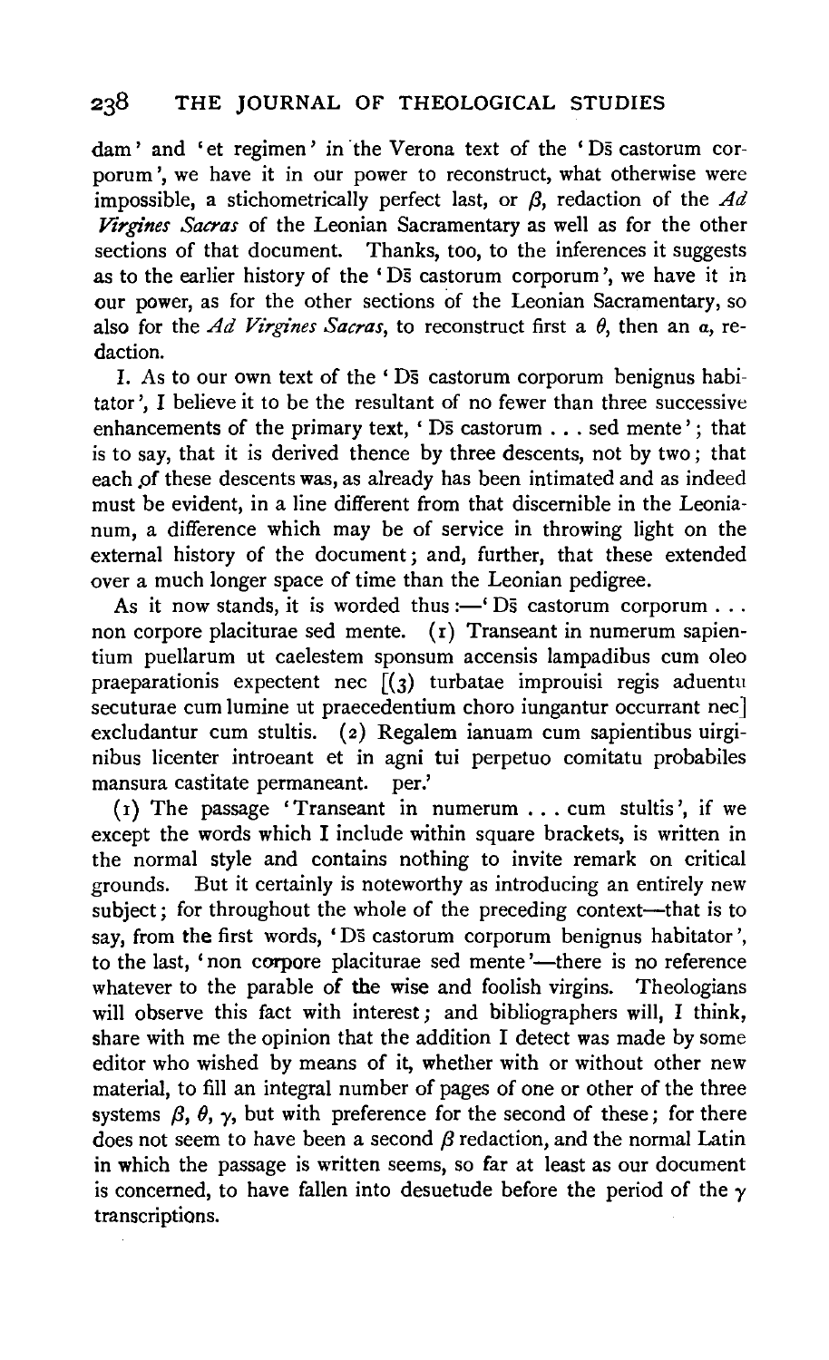dam' and 'et regimen' in the Verona text of the 'Ds̄ castorum corporum', we have it in our power to reconstruct, what otherwise were impossible, a stichometrically perfect last, or $\beta$, redaction of the *Ad Virgines Sacras* of the Leonian Sacramentary as well as for the other sections of that document. Thanks, too, to the inferences it suggests as to the earlier history of the 'Ds̄ castorum corporum', we have it in our power, as for the other sections of the Leonian Sacramentary, so also for the *Ad Virgines Sacras*, to reconstruct first a $\theta$, then an $\alpha$, redaction.

I. As to our own text of the 'Ds̄ castorum corporum benignus habitator', I believe it to be the resultant of no fewer than three successive enhancements of the primary text, 'Ds̄ castorum . . . sed mente'; that is to say, that it is derived thence by three descents, not by two; that each of these descents was, as already has been intimated and as indeed must be evident, in a line different from that discernible in the Leonianum, a difference which may be of service in throwing light on the external history of the document; and, further, that these extended over a much longer space of time than the Leonian pedigree.

As it now stands, it is worded thus:—'Ds̄ castorum corporum . . . non corpore placiturae sed mente. (1) Transeant in numerum sapientium puellarum ut caelestem sponsum accensis lampadibus cum oleo praeparationis expectent nec [(3) turbatae improuisi regis aduentu secuturae cum lumine ut praecedentium choro iungantur occurrant nec] excludantur cum stultis. (2) Regalem ianuam cum sapientibus uirginibus licenter introeant et in agni tui perpetuo comitatu probabiles mansura castitate permaneant. per.'

(1) The passage 'Transeant in numerum . . . cum stultis', if we except the words which I include within square brackets, is written in the normal style and contains nothing to invite remark on critical grounds. But it certainly is noteworthy as introducing an entirely new subject; for throughout the whole of the preceding context—that is to say, from the first words, 'Ds̄ castorum corporum benignus habitator', to the last, 'non corpore placiturae sed mente'—there is no reference whatever to the parable of the wise and foolish virgins. Theologians will observe this fact with interest; and bibliographers will, I think, share with me the opinion that the addition I detect was made by some editor who wished by means of it, whether with or without other new material, to fill an integral number of pages of one or other of the three systems $\beta$, $\theta$, $\gamma$, but with preference for the second of these; for there does not seem to have been a second $\beta$ redaction, and the normal Latin in which the passage is written seems, so far at least as our document is concerned, to have fallen into desuetude before the period of the $\gamma$ transcriptions.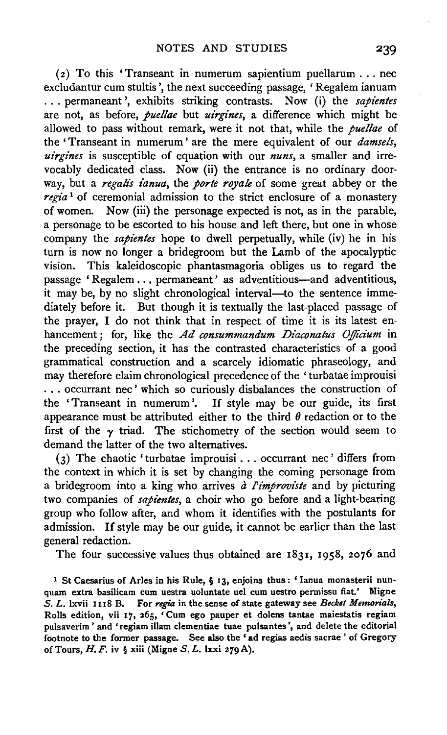(2) To this 'Transeant in numerum sapientium puellarum . . . nec excludantur cum stultis', the next succeeding passage, 'Regalem ianuam . . . permaneant', exhibits striking contrasts. Now (i) the *sapientes* are not, as before, *puellae* but *uirgines*, a difference which might be allowed to pass without remark, were it not that, while the *puellae* of the 'Transeant in numerum' are the mere equivalent of our *damsels*, *uirgines* is susceptible of equation with our *nuns*, a smaller and irrevocably dedicated class. Now (ii) the entrance is no ordinary doorway, but a *regalis ianua*, the *porte royale* of some great abbey or the *regia*[1] of ceremonial admission to the strict enclosure of a monastery of women. Now (iii) the personage expected is not, as in the parable, a personage to be escorted to his house and left there, but one in whose company the *sapientes* hope to dwell perpetually, while (iv) he in his turn is now no longer a bridegroom but the Lamb of the apocalyptic vision. This kaleidoscopic phantasmagoria obliges us to regard the passage 'Regalem . . . permaneant' as adventitious—and adventitious, it may be, by no slight chronological interval—to the sentence immediately before it. But though it is textually the last-placed passage of the prayer, I do not think that in respect of time it is its latest enhancement; for, like the *Ad consummandum Diaconatus Officium* in the preceding section, it has the contrasted characteristics of a good grammatical construction and a scarcely idiomatic phraseology, and may therefore claim chronological precedence of the 'turbatae improuisi . . . occurrant nec' which so curiously disbalances the construction of the 'Transeant in numerum'. If style may be our guide, its first appearance must be attributed either to the third $\theta$ redaction or to the first of the $\gamma$ triad. The stichometry of the section would seem to demand the latter of the two alternatives.

(3) The chaotic 'turbatae improuisi . . . occurrant nec' differs from the context in which it is set by changing the coming personage from a bridegroom into a king who arrives *à l'improviste* and by picturing two companies of *sapientes*, a choir who go before and a light-bearing group who follow after, and whom it identifies with the postulants for admission. If style may be our guide, it cannot be earlier than the last general redaction.

The four successive values thus obtained are 1831, 1958, 2076 and

[1] St Caesarius of Arles in his Rule, § 13, enjoins thus: 'Ianua monasterii nunquam extra basilicam cum uestra uoluntate uel cum uestro permissu fiat.' Migne *S. L.* lxvii 1118 B. For *regia* in the sense of state gateway see *Becket Memorials*, Rolls edition, vii 17, 265, 'Cum ego pauper et dolens tantae maiestatis regiam pulsaverim' and 'regiam illam clementiae tuae pulsantes', and delete the editorial footnote to the former passage. See also the 'ad regias aedis sacrae' of Gregory of Tours, *H. F.* iv § xiii (Migne *S. L.* lxxi 279 A).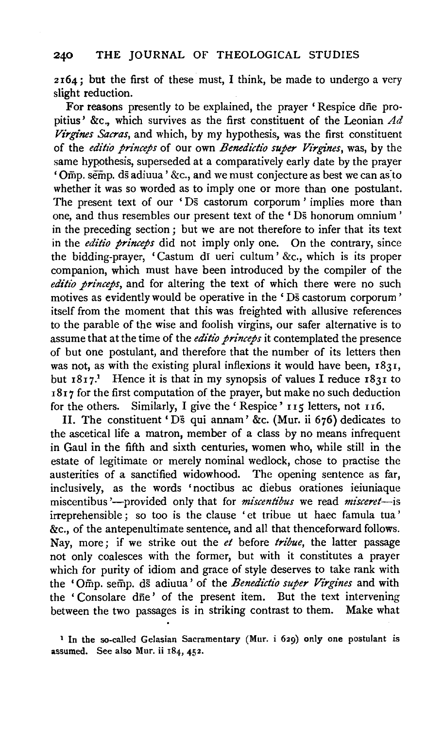2164; but the first of these must, I think, be made to undergo a very slight reduction.

For reasons presently to be explained, the prayer 'Respice dñe propitius' &c., which survives as the first constituent of the Leonian *Ad Virgines Sacras*, and which, by my hypothesis, was the first constituent of the *editio princeps* of our own *Benedictio super Virgines*, was, by the same hypothesis, superseded at a comparatively early date by the prayer 'Om̃p. sem̃p. ds̄ adiuua' &c., and we must conjecture as best we can as to whether it was so worded as to imply one or more than one postulant. The present text of our 'Ds̄ castorum corporum' implies more than one, and thus resembles our present text of the 'Ds̄ honorum omnium' in the preceding section; but we are not therefore to infer that its text in the *editio princeps* did not imply only one. On the contrary, since the bidding-prayer, 'Castum dī ueri cultum' &c., which is its proper companion, which must have been introduced by the compiler of the *editio princeps*, and for altering the text of which there were no such motives as evidently would be operative in the 'Ds̄ castorum corporum' itself from the moment that this was freighted with allusive references to the parable of the wise and foolish virgins, our safer alternative is to assume that at the time of the *editio princeps* it contemplated the presence of but one postulant, and therefore that the number of its letters then was not, as with the existing plural inflexions it would have been, 1831, but 1817.[1] Hence it is that in my synopsis of values I reduce 1831 to 1817 for the first computation of the prayer, but make no such deduction for the others. Similarly, I give the 'Respice' 115 letters, not 116.

II. The constituent 'Ds̄ qui annam' &c. (Mur. ii 676) dedicates to the ascetical life a matron, member of a class by no means infrequent in Gaul in the fifth and sixth centuries, women who, while still in the estate of legitimate or merely nominal wedlock, chose to practise the austerities of a sanctified widowhood. The opening sentence as far, inclusively, as the words 'noctibus ac diebus orationes ieiuniaque miscentibus'—provided only that for *miscentibus* we read *misceret*—is irreprehensible; so too is the clause 'et tribue ut haec famula tua' &c., of the antepenultimate sentence, and all that thenceforward follows. Nay, more; if we strike out the *et* before *tribue*, the latter passage not only coalesces with the former, but with it constitutes a prayer which for purity of idiom and grace of style deserves to take rank with the 'Om̃p. sem̃p. ds̄ adiuua' of the *Benedictio super Virgines* and with the 'Consolare dñe' of the present item. But the text intervening between the two passages is in striking contrast to them. Make what

[1] In the so-called Gelasian Sacramentary (Mur. i 629) only one postulant is assumed. See also Mur. ii 184, 452.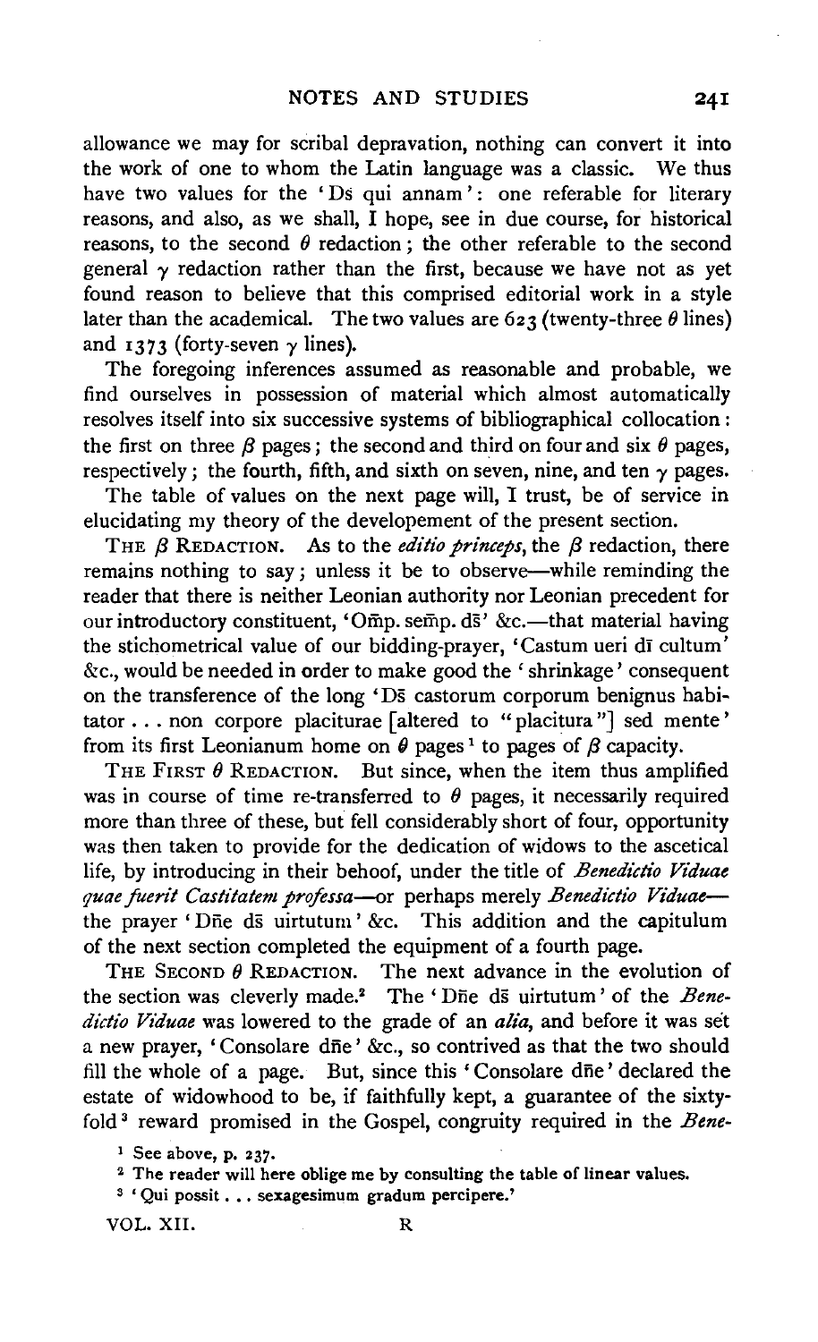allowance we may for scribal depravation, nothing can convert it into the work of one to whom the Latin language was a classic. We thus have two values for the 'Ds qui annam': one referable for literary reasons, and also, as we shall, I hope, see in due course, for historical reasons, to the second $\theta$ redaction; the other referable to the second general $\gamma$ redaction rather than the first, because we have not as yet found reason to believe that this comprised editorial work in a style later than the academical. The two values are 623 (twenty-three $\theta$ lines) and 1373 (forty-seven $\gamma$ lines).

The foregoing inferences assumed as reasonable and probable, we find ourselves in possession of material which almost automatically resolves itself into six successive systems of bibliographical collocation: the first on three $\beta$ pages; the second and third on four and six $\theta$ pages, respectively; the fourth, fifth, and sixth on seven, nine, and ten $\gamma$ pages.

The table of values on the next page will, I trust, be of service in elucidating my theory of the developement of the present section.

THE $\beta$ REDACTION. As to the *editio princeps*, the $\beta$ redaction, there remains nothing to say; unless it be to observe—while reminding the reader that there is neither Leonian authority nor Leonian precedent for our introductory constituent, 'Om̄p. sem̄p. ds̄' &c.—that material having the stichometrical value of our bidding-prayer, 'Castum ueri dī cultum' &c., would be needed in order to make good the 'shrinkage' consequent on the transference of the long 'Ds̄ castorum corporum benignus habitator . . . non corpore placiturae [altered to "placitura"] sed mente' from its first Leonianum home on $\theta$ pages [1] to pages of $\beta$ capacity.

THE FIRST $\theta$ REDACTION. But since, when the item thus amplified was in course of time re-transferred to $\theta$ pages, it necessarily required more than three of these, but fell considerably short of four, opportunity was then taken to provide for the dedication of widows to the ascetical life, by introducing in their behoof, under the title of *Benedictio Viduae quae fuerit Castitatem professa*—or perhaps merely *Benedictio Viduae*—the prayer 'Dn̄e ds̄ uirtutum' &c. This addition and the capitulum of the next section completed the equipment of a fourth page.

THE SECOND $\theta$ REDACTION. The next advance in the evolution of the section was cleverly made.[2] The 'Dn̄e ds̄ uirtutum' of the *Benedictio Viduae* was lowered to the grade of an *alia*, and before it was set a new prayer, 'Consolare dn̄e' &c., so contrived as that the two should fill the whole of a page. But, since this 'Consolare dn̄e' declared the estate of widowhood to be, if faithfully kept, a guarantee of the sixty-fold [3] reward promised in the Gospel, congruity required in the *Bene-*

[1] See above, p. 237.

[2] The reader will here oblige me by consulting the table of linear values.

[3] 'Qui possit . . . sexagesimum gradum percipere.'

VOL. XII. R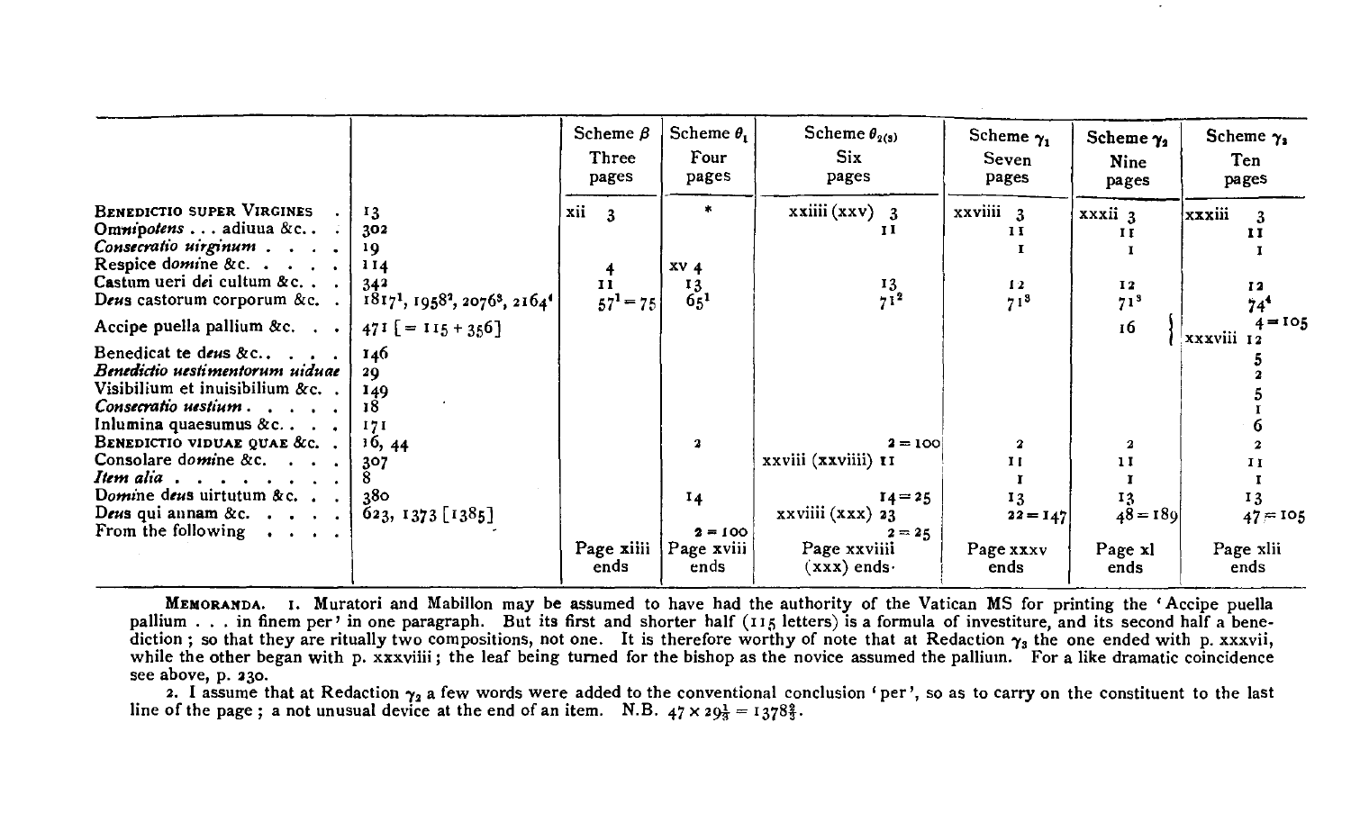| | | Scheme $\beta$ Three pages | Scheme $\theta_1$ Four pages | Scheme $\theta_{2(3)}$ Six pages | Scheme $\gamma_1$ Seven pages | Scheme $\gamma_2$ Nine pages | Scheme $\gamma_3$ Ten pages |
|---|---|---|---|---|---|---|---|
| BENEDICTIO SUPER VIRGINES | 13 | xii 3 | * | xxiiii (xxv) 3 | xxviiii 3 | xxxii 3 | xxxiii 3 |
| *Omnipotens* . . . adiuua &c. | 302 | | | 11 | 11 | 11 | 11 |
| *Consecratio uirginum* | 19 | | | | 1 | 1 | 1 |
| Respice *domine* &c. | 114 | 4 | xv 4 | | | | |
| Castum ueri *dei* cultum &c. | 342 | 11 | 13 | 13 | 12 | 12 | 12 |
| *Deus* castorum corporum &c. | 1817[1], 1958[2], 2076[3], 2164[4] | $57^1 = 75$ | $65^1$ | $71^2$ | $71^3$ | $71^3$ | $74^4$ |
| Accipe puella pallium &c. | 471 [= 115 + 356] | | | | | 16 | 4 = 105 / xxxviii 12 |
| Benedicat te *deus* &c. | 146 | | | | | | 5 |
| *Benedictio uestimentorum uiduae* | 29 | | | | | | 2 |
| Visibilium et inuisibilium &c. | 149 | | | | | | 5 |
| *Consecratio uestium* | 18 | | | | | | 1 |
| Inlumina quaesumus &c. | 171 | | | | | | 6 |
| BENEDICTIO VIDUAE QUAE &c. | 16, 44 | | 2 | 2 = 100 | 2 | 2 | 2 |
| Consolare *domine* &c. | 307 | | | xxviii (xxviiii) 11 | 11 | 11 | 11 |
| *Item alia* | 8 | | | | 1 | 1 | 1 |
| *Domine deus* uirtutum &c. | 380 | | 14 | 14 = 25 | 13 | 13 | 13 |
| *Deus* qui annam &c. | 623, 1373 [1385] | | | xxviiii (xxx) 23 | 22 = 147 | 48 = 189 | 47 = 105 |
| From the following | | | 2 = 100 | 2 = 25 | | | |
| | | Page xiiii ends | Page xviii ends | Page xxviiii (xxx) ends | Page xxxv ends | Page xl ends | Page xlii ends |

MEMORANDA. 1. Muratori and Mabillon may be assumed to have had the authority of the Vatican MS for printing the 'Accipe puella pallium . . . in finem per' in one paragraph. But its first and shorter half (115 letters) is a formula of investiture, and its second half a benediction; so that they are ritually two compositions, not one. It is therefore worthy of note that at Redaction $\gamma_3$ the one ended with p. xxxvii, while the other began with p. xxxviii; the leaf being turned for the bishop as the novice assumed the pallium. For a like dramatic coincidence see above, p. 230.

2. I assume that at Redaction $\gamma_2$ a few words were added to the conventional conclusion 'per', so as to carry on the constituent to the last line of the page; a not unusual device at the end of an item. N.B. $47 \times 29\frac{1}{3} = 1378\frac{2}{3}$.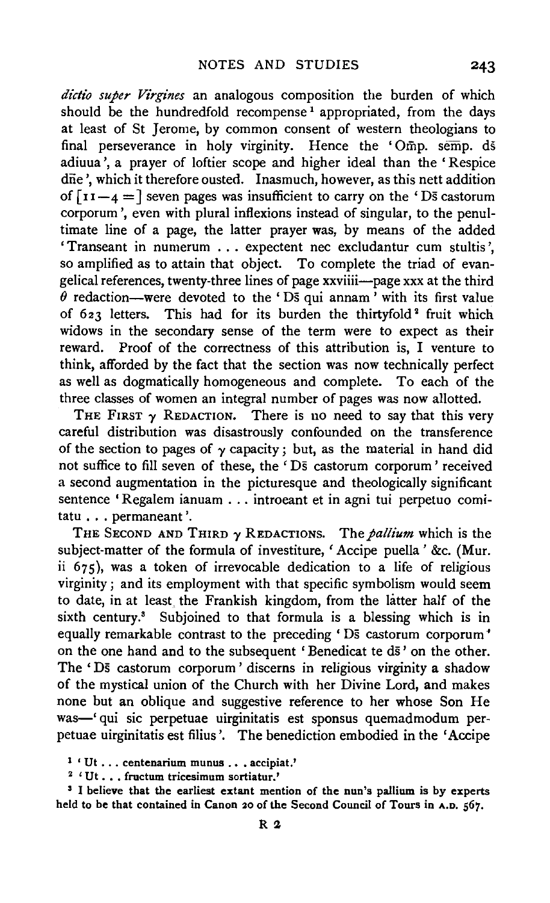*dictio super Virgines* an analogous composition the burden of which should be the hundredfold recompense[1] appropriated, from the days at least of St Jerome, by common consent of western theologians to final perseverance in holy virginity. Hence the 'Om̄p. sem̄p. ds̄ adiuua', a prayer of loftier scope and higher ideal than the 'Respice dn̄e', which it therefore ousted. Inasmuch, however, as this nett addition of [$11-4=$] seven pages was insufficient to carry on the 'Ds̄ castorum corporum', even with plural inflexions instead of singular, to the penultimate line of a page, the latter prayer was, by means of the added 'Transeant in numerum ... expectent nec excludantur cum stultis', so amplified as to attain that object. To complete the triad of evangelical references, twenty-three lines of page xxviiii—page xxx at the third $\theta$ redaction—were devoted to the 'Ds̄ qui annam' with its first value of 623 letters. This had for its burden the thirtyfold[2] fruit which widows in the secondary sense of the term were to expect as their reward. Proof of the correctness of this attribution is, I venture to think, afforded by the fact that the section was now technically perfect as well as dogmatically homogeneous and complete. To each of the three classes of women an integral number of pages was now allotted.

THE FIRST $\gamma$ REDACTION. There is no need to say that this very careful distribution was disastrously confounded on the transference of the section to pages of $\gamma$ capacity; but, as the material in hand did not suffice to fill seven of these, the 'Ds̄ castorum corporum' received a second augmentation in the picturesque and theologically significant sentence 'Regalem ianuam ... introeant et in agni tui perpetuo comitatu ... permaneant'.

THE SECOND AND THIRD $\gamma$ REDACTIONS. The *pallium* which is the subject-matter of the formula of investiture, 'Accipe puella' &c. (Mur. ii 675), was a token of irrevocable dedication to a life of religious virginity; and its employment with that specific symbolism would seem to date, in at least the Frankish kingdom, from the latter half of the sixth century.[3] Subjoined to that formula is a blessing which is in equally remarkable contrast to the preceding 'Ds̄ castorum corporum' on the one hand and to the subsequent 'Benedicat te ds̄' on the other. The 'Ds̄ castorum corporum' discerns in religious virginity a shadow of the mystical union of the Church with her Divine Lord, and makes none but an oblique and suggestive reference to her whose Son He was—'qui sic perpetuae uirginitatis est sponsus quemadmodum perpetuae uirginitatis est filius'. The benediction embodied in the 'Accipe

[1] 'Ut ... centenarium munus ... accipiat.'

[2] 'Ut ... fructum tricesimum sortiatur.'

[3] I believe that the earliest extant mention of the nun's pallium is by experts held to be that contained in Canon 20 of the Second Council of Tours in A.D. 567.

R 2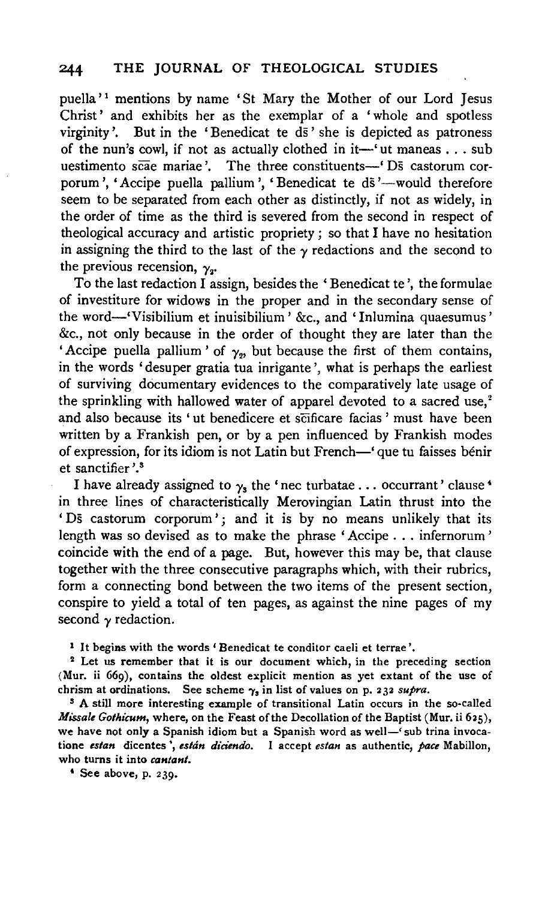puella'[1] mentions by name 'St Mary the Mother of our Lord Jesus Christ' and exhibits her as the exemplar of a 'whole and spotless virginity'. But in the 'Benedicat te ds̄' she is depicted as patroness of the nun's cowl, if not as actually clothed in it—'ut maneas . . . sub uestimento sc̄ae mariae'. The three constituents—'Ds̄ castorum corporum', 'Accipe puella pallium', 'Benedicat te ds̄'—would therefore seem to be separated from each other as distinctly, if not as widely, in the order of time as the third is severed from the second in respect of theological accuracy and artistic propriety; so that I have no hesitation in assigning the third to the last of the $\gamma$ redactions and the second to the previous recension, $\gamma_2$.

To the last redaction I assign, besides the 'Benedicat te', the formulae of investiture for widows in the proper and in the secondary sense of the word—'Visibilium et inuisibilium' &c., and 'Inlumina quaesumus' &c., not only because in the order of thought they are later than the 'Accipe puella pallium' of $\gamma_2$, but because the first of them contains, in the words 'desuper gratia tua inrigante', what is perhaps the earliest of surviving documentary evidences to the comparatively late usage of the sprinkling with hallowed water of apparel devoted to a sacred use,[2] and also because its 'ut benedicere et sc̄ificare facias' must have been written by a Frankish pen, or by a pen influenced by Frankish modes of expression, for its idiom is not Latin but French—'que tu faisses bénir et sanctifier'.[3]

I have already assigned to $\gamma_3$ the 'nec turbatae . . . occurrant' clause[4] in three lines of characteristically Merovingian Latin thrust into the 'Ds̄ castorum corporum'; and it is by no means unlikely that its length was so devised as to make the phrase 'Accipe . . . infernorum' coincide with the end of a page. But, however this may be, that clause together with the three consecutive paragraphs which, with their rubrics, form a connecting bond between the two items of the present section, conspire to yield a total of ten pages, as against the nine pages of my second $\gamma$ redaction.

[1] It begins with the words 'Benedicat te conditor caeli et terrae'.

[2] Let us remember that it is our document which, in the preceding section (Mur. ii 669), contains the oldest explicit mention as yet extant of the use of chrism at ordinations. See scheme $\gamma_3$ in list of values on p. 232 *supra*.

[3] A still more interesting example of transitional Latin occurs in the so-called *Missale Gothicum*, where, on the Feast of the Decollation of the Baptist (Mur. ii 625), we have not only a Spanish idiom but a Spanish word as well—'sub trina invocatione *estan* dicentes', *están diciendo*. I accept *estan* as authentic, *pace* Mabillon, who turns it into *cantant*.

[4] See above, p. 239.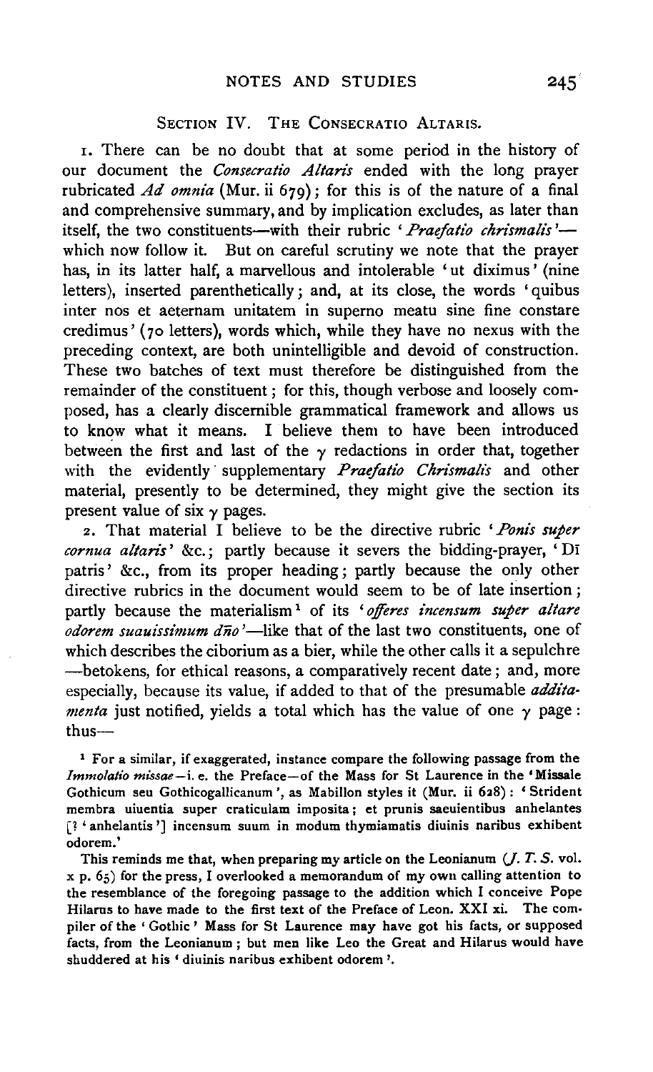## Section IV. The Consecratio Altaris.

1. There can be no doubt that at some period in the history of our document the *Consecratio Altaris* ended with the long prayer rubricated *Ad omnia* (Mur. ii 679); for this is of the nature of a final and comprehensive summary, and by implication excludes, as later than itself, the two constituents—with their rubric '*Praefatio chrismalis*'—which now follow it. But on careful scrutiny we note that the prayer has, in its latter half, a marvellous and intolerable 'ut diximus' (nine letters), inserted parenthetically; and, at its close, the words 'quibus inter nos et aeternam unitatem in superno meatu sine fine constare credimus' (70 letters), words which, while they have no nexus with the preceding context, are both unintelligible and devoid of construction. These two batches of text must therefore be distinguished from the remainder of the constituent; for this, though verbose and loosely composed, has a clearly discernible grammatical framework and allows us to know what it means. I believe them to have been introduced between the first and last of the $\gamma$ redactions in order that, together with the evidently supplementary *Praefatio Chrismalis* and other material, presently to be determined, they might give the section its present value of six $\gamma$ pages.

2. That material I believe to be the directive rubric '*Ponis super cornua altaris*' &c.; partly because it severs the bidding-prayer, 'Dī patris' &c., from its proper heading; partly because the only other directive rubrics in the document would seem to be of late insertion; partly because the materialism[1] of its '*offeres incensum super altare odorem suauissimum dño*'—like that of the last two constituents, one of which describes the ciborium as a bier, while the other calls it a sepulchre—betokens, for ethical reasons, a comparatively recent date; and, more especially, because its value, if added to that of the presumable *additamenta* just notified, yields a total which has the value of one $\gamma$ page: thus—

[1] For a similar, if exaggerated, instance compare the following passage from the *Immolatio missae*—i. e. the Preface—of the Mass for St Laurence in the 'Missale Gothicum seu Gothicogallicanum', as Mabillon styles it (Mur. ii 628): 'Strident membra uiuentia super craticulam imposita; et prunis saeuientibus anhelantes [? 'anhelantis'] incensum suum in modum thymiamatis diuinis naribus exhibent odorem.'

This reminds me that, when preparing my article on the Leonianum (*J. T. S.* vol. x p. 65) for the press, I overlooked a memorandum of my own calling attention to the resemblance of the foregoing passage to the addition which I conceive Pope Hilarus to have made to the first text of the Preface of Leon. XXI xi. The compiler of the 'Gothic' Mass for St Laurence may have got his facts, or supposed facts, from the Leonianum; but men like Leo the Great and Hilarus would have shuddered at his 'diuinis naribus exhibent odorem'.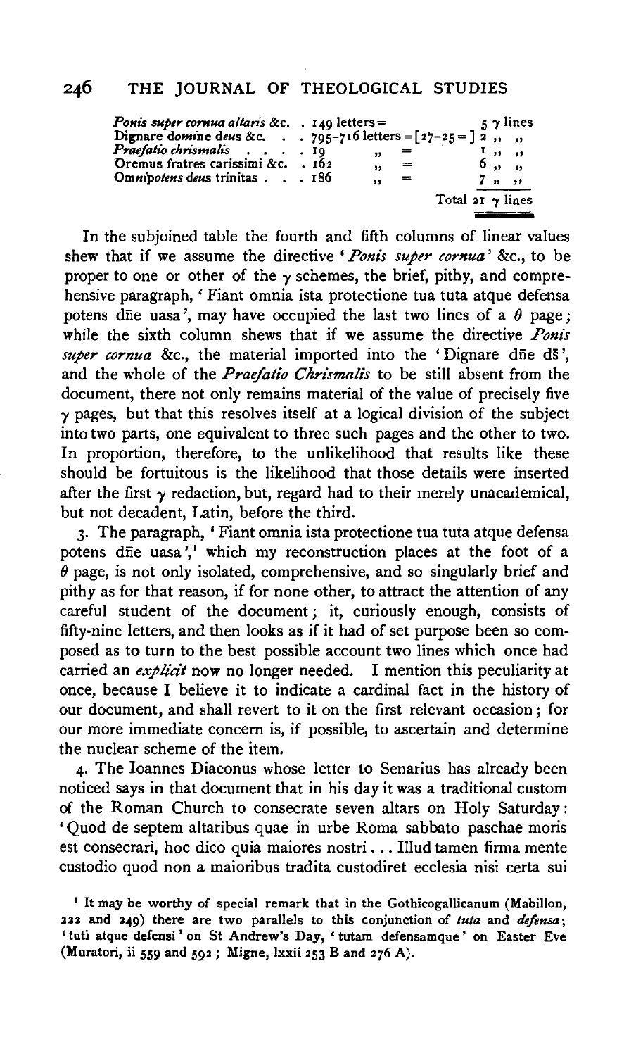| | | | |
|---|---|---|---|
| *Ponis super cornua altaris* &c. | . 149 letters = | | 5 γ lines |
| Dignare d*omi*ne deus &c. | . 795–716 letters = [27–25 = ] | | 2 ,, ,, |
| *Praefatio chrismalis* | . . . . 19 | ,, = | 1 ,, ,, |
| Oremus fratres carissimi &c. | . 162 | ,, = | 6 ,, ,, |
| Om*nipotens* deus trinitas | . . . 186 | ,, = | 7 ,, ,, |
| | | | Total 21 γ lines |

In the subjoined table the fourth and fifth columns of linear values shew that if we assume the directive '*Ponis super cornua*' &c., to be proper to one or other of the γ schemes, the brief, pithy, and comprehensive paragraph, 'Fiant omnia ista protectione tua tuta atque defensa potens dn̄e uasa', may have occupied the last two lines of a θ page; while the sixth column shews that if we assume the directive *Ponis super cornua* &c., the material imported into the 'Dignare dn̄e ds̄', and the whole of the *Praefatio Chrismalis* to be still absent from the document, there not only remains material of the value of precisely five γ pages, but that this resolves itself at a logical division of the subject into two parts, one equivalent to three such pages and the other to two. In proportion, therefore, to the unlikelihood that results like these should be fortuitous is the likelihood that those details were inserted after the first γ redaction, but, regard had to their merely unacademical, but not decadent, Latin, before the third.

3. The paragraph, 'Fiant omnia ista protectione tua tuta atque defensa potens dn̄e uasa',[1] which my reconstruction places at the foot of a θ page, is not only isolated, comprehensive, and so singularly brief and pithy as for that reason, if for none other, to attract the attention of any careful student of the document; it, curiously enough, consists of fifty-nine letters, and then looks as if it had of set purpose been so composed as to turn to the best possible account two lines which once had carried an *explicit* now no longer needed. I mention this peculiarity at once, because I believe it to indicate a cardinal fact in the history of our document, and shall revert to it on the first relevant occasion; for our more immediate concern is, if possible, to ascertain and determine the nuclear scheme of the item.

4. The Ioannes Diaconus whose letter to Senarius has already been noticed says in that document that in his day it was a traditional custom of the Roman Church to consecrate seven altars on Holy Saturday: 'Quod de septem altaribus quae in urbe Roma sabbato paschae moris est consecrari, hoc dico quia maiores nostri... Illud tamen firma mente custodio quod non a maioribus tradita custodiret ecclesia nisi certa sui

[1] It may be worthy of special remark that in the Gothicogallicanum (Mabillon, 222 and 249) there are two parallels to this conjunction of *tuta* and *defensa*; 'tuti atque defensi' on St Andrew's Day, 'tutam defensamque' on Easter Eve (Muratori, ii 559 and 592; Migne, lxxii 253 B and 276 A).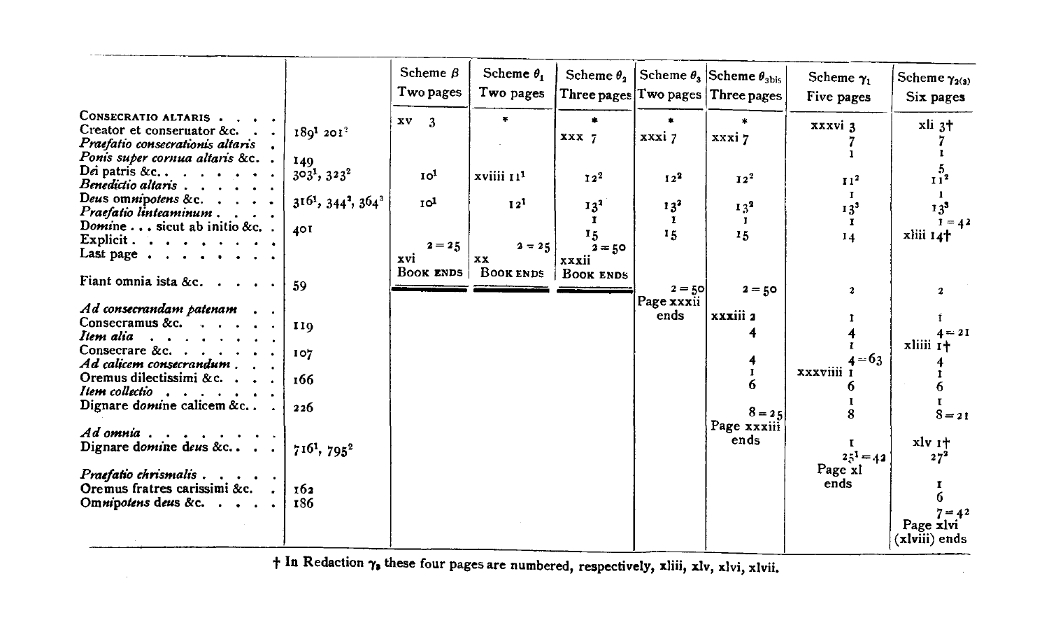| | | Scheme $\beta$ Two pages | Scheme $\theta_1$ Two pages | Scheme $\theta_2$ Three pages | Scheme $\theta_3$ Two pages | Scheme $\theta_{3bis}$ Three pages | Scheme $\gamma_1$ Five pages | Scheme $\gamma_{2(3)}$ Six pages |
|---|---|---|---|---|---|---|---|---|
| CONSECRATIO ALTARIS | | xv 3 | * | * | * | * | xxxvi 3 | xli 3† |
| Creator et conseruator &c. | $189^1$ $201^2$ | | | xxx 7 | xxxi 7 | xxxi 7 | 7 | 7 |
| *Praefatio consecrationis altaris* | | | | | | | 1 | 1 |
| *Ponis super cornua altaris* &c. | 149 | | | | | | | 5 |
| Dei patris &c. | $303^1$, $323^2$ | $10^1$ | xviiii $11^1$ | $12^2$ | $12^2$ | $12^2$ | $11^2$ | $11^2$ |
| *Benedictio altaris* | | | | | | | 1 | 1 |
| Deus omnipotens &c. | $316^1$, $344^2$, $364^3$ | $10^1$ | $12^1$ | $13^2$ | $13^2$ | $13^2$ | $13^3$ | $13^3$ |
| *Praefatio linteaminum* | | | | 1 | 1 | 1 | 1 | 1 = 42 |
| Domine . . . sicut ab initio &c. | 401 | | | 15 | 15 | 15 | 14 | xliii 14† |
| Explicit | | 2 = 25 | 2 = 25 | 2 = 50 | | | | |
| Last page | | xvi | xx | xxxii | | | | |
| | | BOOK ENDS | BOOK ENDS | BOOK ENDS | | | | |
| Fiant omnia ista &c. | 59 | | | | 2 = 50 Page xxxii ends | 2 = 50 | 2 | 2 |
| *Ad consecrandam patenam* | | | | | | xxxiii 2 | 1 | 1 |
| Consecramus &c. | 119 | | | | | 4 | 4 | 4 = 21 |
| *Item alia* | | | | | | | 1 | xliiii 1† |
| Consecrare &c. | 107 | | | | | 4 | 4 = 63 | 4 |
| *Ad calicem consecrandum* | | | | | | 1 | xxxviiii 1 | 1 |
| Oremus dilectissimi &c. | 166 | | | | | 6 | 6 | 6 |
| *Item collectio* | | | | | | | 1 | 1 |
| Dignare domine calicem &c. | 226 | | | | | 8 = 25 Page xxxiii ends | 8 | 8 = 21 |
| *Ad omnia* | | | | | | | 1 | xlv 1† |
| Dignare domine deus &c. | $716^1$, $795^2$ | | | | | | $25^1$ = 42 Page xl ends | $27^2$ |
| *Praefatio chrismalis* | | | | | | | | 1 |
| Oremus fratres carissimi &c. | 162 | | | | | | | 6 |
| Omnipotens deus &c. | 186 | | | | | | | 7 = 42 Page xlvi (xlviii) ends |

† In Redaction $\gamma_3$ these four pages are numbered, respectively, xliii, xlv, xlvi, xlvii.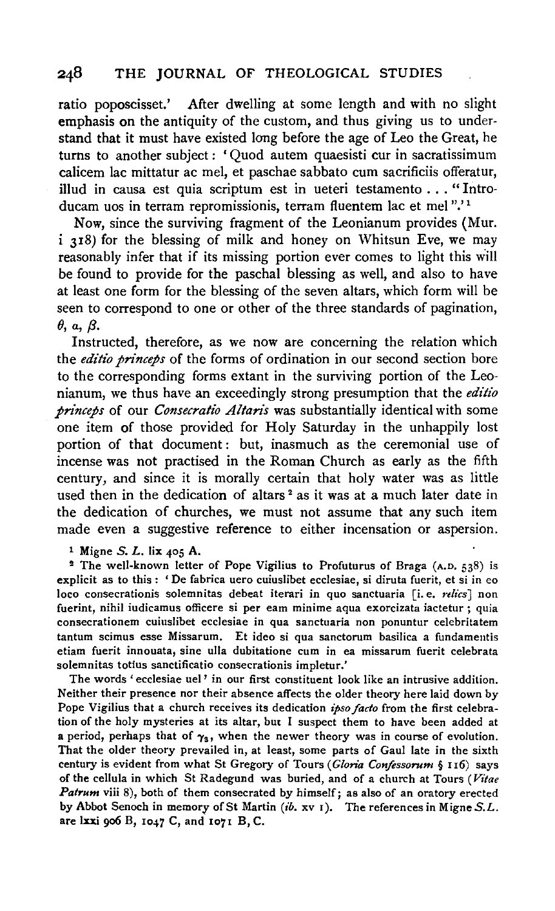ratio poposcisset.' After dwelling at some length and with no slight emphasis on the antiquity of the custom, and thus giving us to understand that it must have existed long before the age of Leo the Great, he turns to another subject: 'Quod autem quaesisti cur in sacratissimum calicem lac mittatur ac mel, et paschae sabbato cum sacrificiis offeratur, illud in causa est quia scriptum est in ueteri testamento . . . "Introducam uos in terram repromissionis, terram fluentem lac et mel".'[1]

Now, since the surviving fragment of the Leonianum provides (Mur. i 318) for the blessing of milk and honey on Whitsun Eve, we may reasonably infer that if its missing portion ever comes to light this will be found to provide for the paschal blessing as well, and also to have at least one form for the blessing of the seven altars, which form will be seen to correspond to one or other of the three standards of pagination, $\theta$, $a$, $\beta$.

Instructed, therefore, as we now are concerning the relation which the *editio princeps* of the forms of ordination in our second section bore to the corresponding forms extant in the surviving portion of the Leonianum, we thus have an exceedingly strong presumption that the *editio princeps* of our *Consecratio Altaris* was substantially identical with some one item of those provided for Holy Saturday in the unhappily lost portion of that document: but, inasmuch as the ceremonial use of incense was not practised in the Roman Church as early as the fifth century, and since it is morally certain that holy water was as little used then in the dedication of altars[2] as it was at a much later date in the dedication of churches, we must not assume that any such item made even a suggestive reference to either incensation or aspersion.

[1] Migne *S. L.* lix 405 A.

[2] The well-known letter of Pope Vigilius to Profuturus of Braga (A.D. 538) is explicit as to this: 'De fabrica uero cuiuslibet ecclesiae, si diruta fuerit, et si in eo loco consecrationis solemnitas debeat iterari in quo sanctuaria [i.e. *relics*] non fuerint, nihil iudicamus officere si per eam minime aqua exorcizata iactetur; quia consecrationem cuiuslibet ecclesiae in qua sanctuaria non ponuntur celebritatem tantum scimus esse Missarum. Et ideo si qua sanctorum basilica a fundamentis etiam fuerit innouata, sine ulla dubitatione cum in ea missarum fuerit celebrata solemnitas totius sanctificatio consecrationis impletur.'

The words 'ecclesiae uel' in our first constituent look like an intrusive addition. Neither their presence nor their absence affects the older theory here laid down by Pope Vigilius that a church receives its dedication *ipso facto* from the first celebration of the holy mysteries at its altar, but I suspect them to have been added at a period, perhaps that of $\gamma_3$, when the newer theory was in course of evolution. That the older theory prevailed in, at least, some parts of Gaul late in the sixth century is evident from what St Gregory of Tours (*Gloria Confessorum* § 116) says of the cellula in which St Radegund was buried, and of a church at Tours (*Vitae Patrum* viii 8), both of them consecrated by himself; as also of an oratory erected by Abbot Senoch in memory of St Martin (*ib.* xv 1). The references in Migne *S.L.* are lxxi 906 B, 1047 C, and 1071 B, C.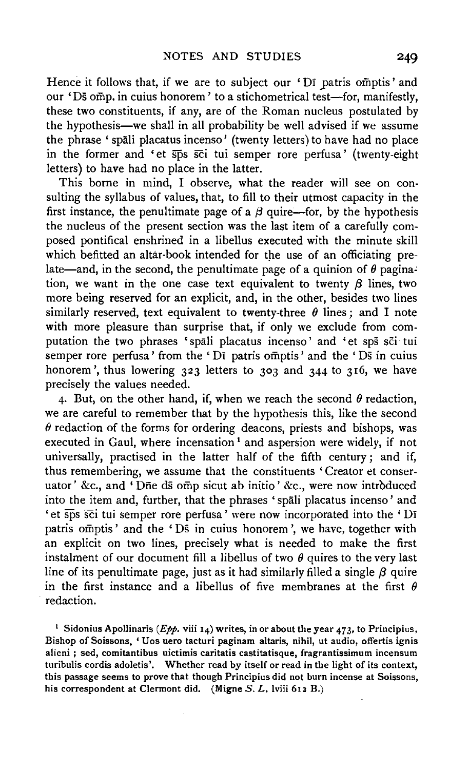Hence it follows that, if we are to subject our 'Dī patris om̄ptis' and our 'Ds̄ om̄p. in cuius honorem' to a stichometrical test—for, manifestly, these two constituents, if any, are of the Roman nucleus postulated by the hypothesis—we shall in all probability be well advised if we assume the phrase 'spāli placatus incenso' (twenty letters) to have had no place in the former and 'et s̄p̄s s̄c̄i tui semper rore perfusa' (twenty-eight letters) to have had no place in the latter.

This borne in mind, I observe, what the reader will see on consulting the syllabus of values, that, to fill to their utmost capacity in the first instance, the penultimate page of a $\beta$ quire—for, by the hypothesis the nucleus of the present section was the last item of a carefully composed pontifical enshrined in a libellus executed with the minute skill which befitted an altar-book intended for the use of an officiating prelate—and, in the second, the penultimate page of a quinion of $\theta$ pagination, we want in the one case text equivalent to twenty $\beta$ lines, two more being reserved for an explicit, and, in the other, besides two lines similarly reserved, text equivalent to twenty-three $\theta$ lines; and I note with more pleasure than surprise that, if only we exclude from computation the two phrases 'spāli placatus incenso' and 'et sps̄ s̄c̄i tui semper rore perfusa' from the 'Dī patris om̄ptis' and the 'Ds̄ in cuius honorem', thus lowering 323 letters to 303 and 344 to 316, we have precisely the values needed.

4. But, on the other hand, if, when we reach the second $\theta$ redaction, we are careful to remember that by the hypothesis this, like the second $\theta$ redaction of the forms for ordering deacons, priests and bishops, was executed in Gaul, where incensation[1] and aspersion were widely, if not universally, practised in the latter half of the fifth century; and if, thus remembering, we assume that the constituents 'Creator et conseruator' &c., and 'Dn̄e ds̄ om̄p sicut ab initio' &c., were now introduced into the item and, further, that the phrases 'spāli placatus incenso' and 'et s̄p̄s s̄c̄i tui semper rore perfusa' were now incorporated into the 'Dī patris om̄ptis' and the 'Ds̄ in cuius honorem', we have, together with an explicit on two lines, precisely what is needed to make the first instalment of our document fill a libellus of two $\theta$ quires to the very last line of its penultimate page, just as it had similarly filled a single $\beta$ quire in the first instance and a libellus of five membranes at the first $\theta$ redaction.

[1] Sidonius Apollinaris (*Epp.* viii 14) writes, in or about the year 473, to Principius, Bishop of Soissons, 'Uos uero tacturi paginam altaris, nihil, ut audio, offertis ignis alieni; sed, comitantibus uictimis caritatis castitatisque, fragrantissimum incensum turibulis cordis adoletis'. Whether read by itself or read in the light of its context, this passage seems to prove that though Principius did not burn incense at Soissons, his correspondent at Clermont did. (Migne *S. L.* lviii 612 B.)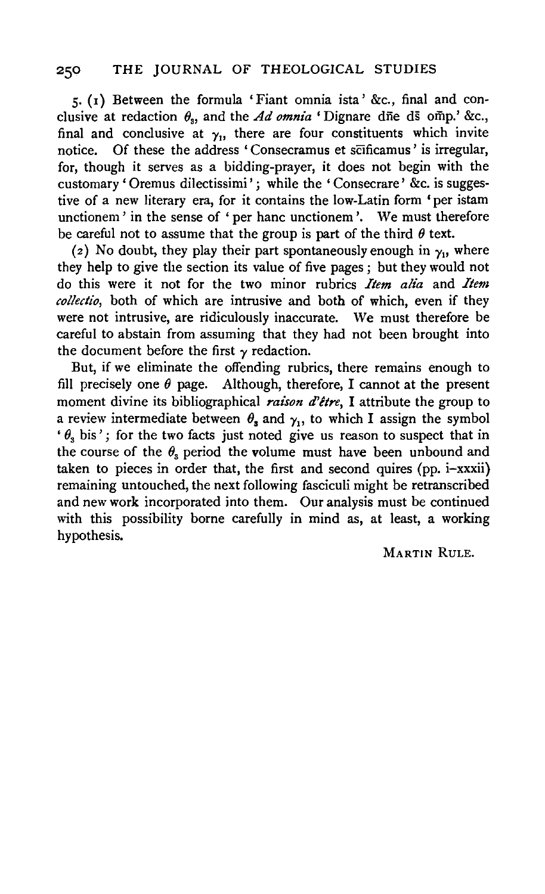5. (1) Between the formula 'Fiant omnia ista' &c., final and conclusive at redaction $\theta_3$, and the *Ad omnia* 'Dignare dñe dš omp.' &c., final and conclusive at $\gamma_1$, there are four constituents which invite notice. Of these the address 'Consecramus et sc̄ificamus' is irregular, for, though it serves as a bidding-prayer, it does not begin with the customary 'Oremus dilectissimi'; while the 'Consecrare' &c. is suggestive of a new literary era, for it contains the low-Latin form 'per istam unctionem' in the sense of 'per hanc unctionem'. We must therefore be careful not to assume that the group is part of the third $\theta$ text.

(2) No doubt, they play their part spontaneously enough in $\gamma_1$, where they help to give the section its value of five pages; but they would not do this were it not for the two minor rubrics *Item alia* and *Item collectio*, both of which are intrusive and both of which, even if they were not intrusive, are ridiculously inaccurate. We must therefore be careful to abstain from assuming that they had not been brought into the document before the first $\gamma$ redaction.

But, if we eliminate the offending rubrics, there remains enough to fill precisely one $\theta$ page. Although, therefore, I cannot at the present moment divine its bibliographical *raison d'être*, I attribute the group to a review intermediate between $\theta_3$ and $\gamma_1$, to which I assign the symbol '$\theta_3$ bis'; for the two facts just noted give us reason to suspect that in the course of the $\theta_3$ period the volume must have been unbound and taken to pieces in order that, the first and second quires (pp. i–xxxii) remaining untouched, the next following fasciculi might be retranscribed and new work incorporated into them. Our analysis must be continued with this possibility borne carefully in mind as, at least, a working hypothesis.

MARTIN RULE.